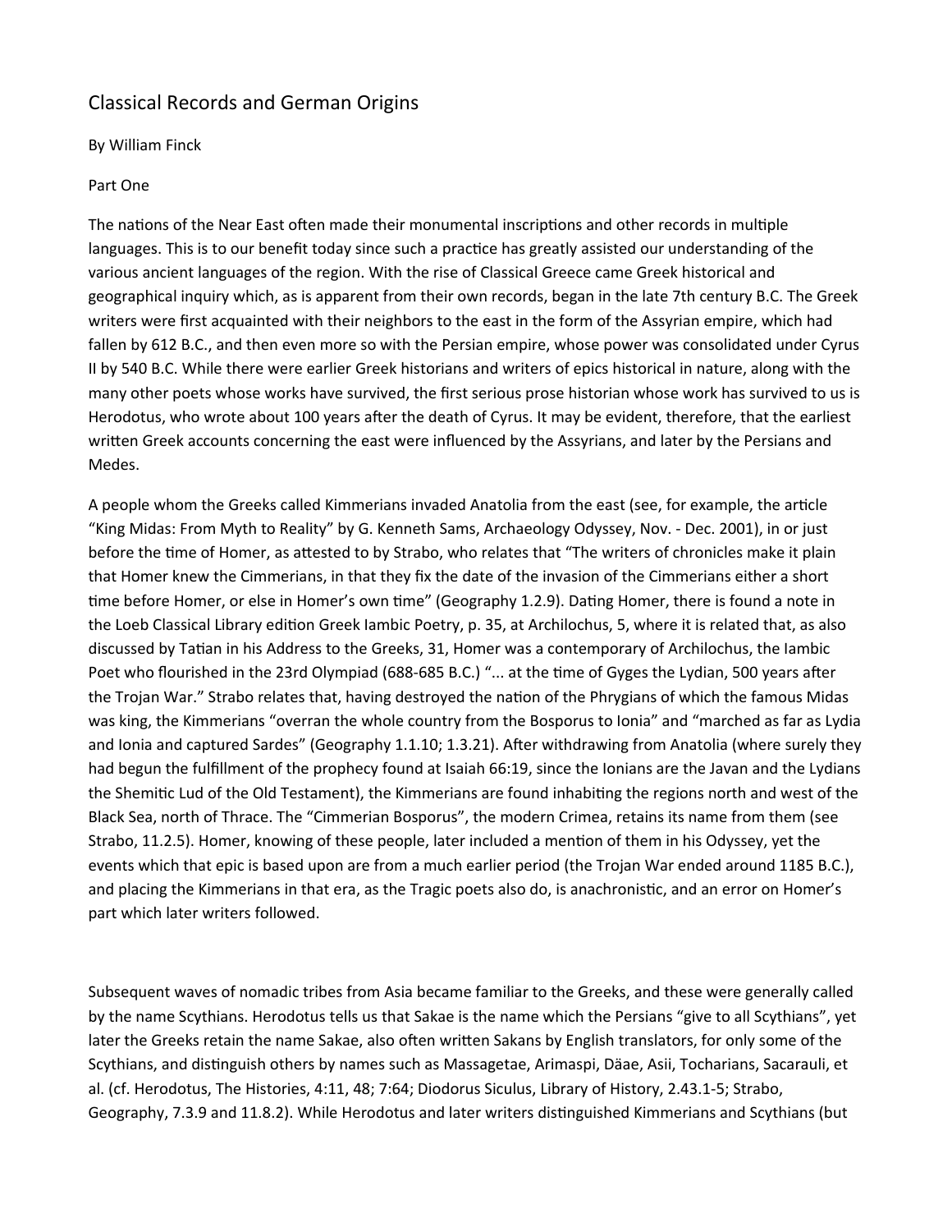# Classical Records and German Origins

By William Finck

Part One

The nations of the Near East often made their monumental inscriptions and other records in multiple languages. This is to our benefit today since such a practice has greatly assisted our understanding of the various ancient languages of the region. With the rise of Classical Greece came Greek historical and geographical inquiry which, as is apparent from their own records, began in the late 7th century B.C. The Greek writers were first acquainted with their neighbors to the east in the form of the Assyrian empire, which had fallen by 612 B.C., and then even more so with the Persian empire, whose power was consolidated under Cyrus II by 540 B.C. While there were earlier Greek historians and writers of epics historical in nature, along with the many other poets whose works have survived, the first serious prose historian whose work has survived to us is Herodotus, who wrote about 100 years after the death of Cyrus. It may be evident, therefore, that the earliest written Greek accounts concerning the east were influenced by the Assyrians, and later by the Persians and Medes.

A people whom the Greeks called Kimmerians invaded Anatolia from the east (see, for example, the article "King Midas: From Myth to Reality" by G. Kenneth Sams, Archaeology Odyssey, Nov. - Dec. 2001), in or just before the time of Homer, as attested to by Strabo, who relates that "The writers of chronicles make it plain that Homer knew the Cimmerians, in that they fix the date of the invasion of the Cimmerians either a short time before Homer, or else in Homer's own time" (Geography 1.2.9). Dating Homer, there is found a note in the Loeb Classical Library edition Greek Iambic Poetry, p. 35, at Archilochus, 5, where it is related that, as also discussed by Tatian in his Address to the Greeks, 31, Homer was a contemporary of Archilochus, the Iambic Poet who flourished in the 23rd Olympiad (688-685 B.C.) "... at the time of Gyges the Lydian, 500 years after the Trojan War." Strabo relates that, having destroyed the nation of the Phrygians of which the famous Midas was king, the Kimmerians "overran the whole country from the Bosporus to Ionia" and "marched as far as Lydia and Ionia and captured Sardes" (Geography 1.1.10; 1.3.21). After withdrawing from Anatolia (where surely they had begun the fulfillment of the prophecy found at Isaiah 66:19, since the Ionians are the Javan and the Lydians the Shemitic Lud of the Old Testament), the Kimmerians are found inhabiting the regions north and west of the Black Sea, north of Thrace. The "Cimmerian Bosporus", the modern Crimea, retains its name from them (see Strabo, 11.2.5). Homer, knowing of these people, later included a mention of them in his Odyssey, yet the events which that epic is based upon are from a much earlier period (the Trojan War ended around 1185 B.C.), and placing the Kimmerians in that era, as the Tragic poets also do, is anachronistic, and an error on Homer's part which later writers followed.

Subsequent waves of nomadic tribes from Asia became familiar to the Greeks, and these were generally called by the name Scythians. Herodotus tells us that Sakae is the name which the Persians "give to all Scythians", yet later the Greeks retain the name Sakae, also often written Sakans by English translators, for only some of the Scythians, and distinguish others by names such as Massagetae, Arimaspi, Däae, Asii, Tocharians, Sacarauli, et al. (cf. Herodotus, The Histories, 4:11, 48; 7:64; Diodorus Siculus, Library of History, 2.43.1-5; Strabo, Geography, 7.3.9 and 11.8.2). While Herodotus and later writers distinguished Kimmerians and Scythians (but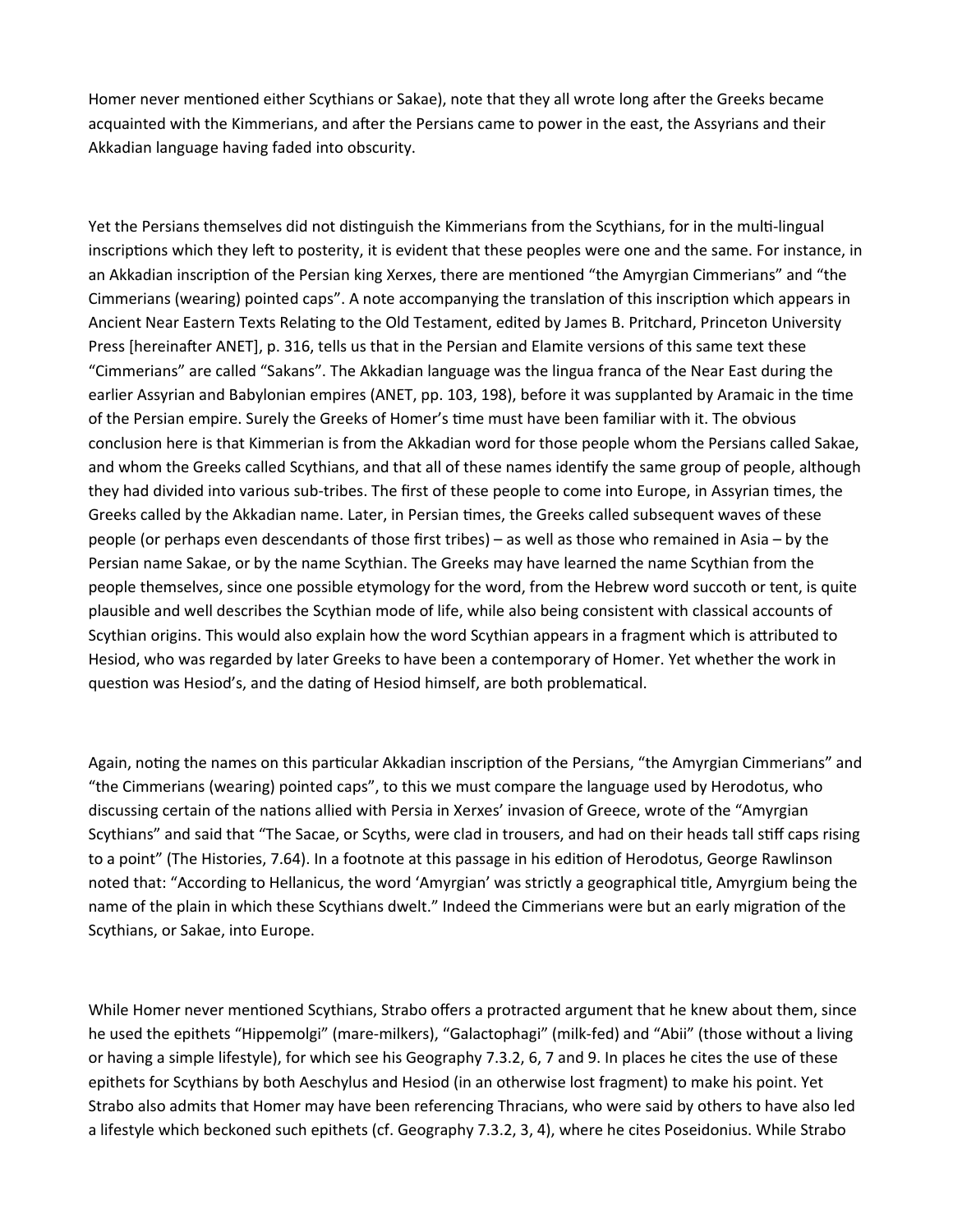Homer never mentioned either Scythians or Sakae), note that they all wrote long after the Greeks became acquainted with the Kimmerians, and after the Persians came to power in the east, the Assyrians and their Akkadian language having faded into obscurity.

Yet the Persians themselves did not distinguish the Kimmerians from the Scythians, for in the multi-lingual inscriptions which they left to posterity, it is evident that these peoples were one and the same. For instance, in an Akkadian inscription of the Persian king Xerxes, there are mentioned "the Amyrgian Cimmerians" and "the Cimmerians (wearing) pointed caps". A note accompanying the translation of this inscription which appears in Ancient Near Eastern Texts Relating to the Old Testament, edited by James B. Pritchard, Princeton University Press [hereinafter ANET], p. 316, tells us that in the Persian and Elamite versions of this same text these "Cimmerians" are called "Sakans". The Akkadian language was the lingua franca of the Near East during the earlier Assyrian and Babylonian empires (ANET, pp. 103, 198), before it was supplanted by Aramaic in the time of the Persian empire. Surely the Greeks of Homer's time must have been familiar with it. The obvious conclusion here is that Kimmerian is from the Akkadian word for those people whom the Persians called Sakae, and whom the Greeks called Scythians, and that all of these names identify the same group of people, although they had divided into various sub-tribes. The first of these people to come into Europe, in Assyrian times, the Greeks called by the Akkadian name. Later, in Persian times, the Greeks called subsequent waves of these people (or perhaps even descendants of those first tribes) – as well as those who remained in Asia – by the Persian name Sakae, or by the name Scythian. The Greeks may have learned the name Scythian from the people themselves, since one possible etymology for the word, from the Hebrew word succoth or tent, is quite plausible and well describes the Scythian mode of life, while also being consistent with classical accounts of Scythian origins. This would also explain how the word Scythian appears in a fragment which is attributed to Hesiod, who was regarded by later Greeks to have been a contemporary of Homer. Yet whether the work in question was Hesiod's, and the dating of Hesiod himself, are both problematical.

Again, noting the names on this particular Akkadian inscription of the Persians, "the Amyrgian Cimmerians" and "the Cimmerians (wearing) pointed caps", to this we must compare the language used by Herodotus, who discussing certain of the nations allied with Persia in Xerxes' invasion of Greece, wrote of the "Amyrgian Scythians" and said that "The Sacae, or Scyths, were clad in trousers, and had on their heads tall stiff caps rising to a point" (The Histories, 7.64). In a footnote at this passage in his edition of Herodotus, George Rawlinson noted that: "According to Hellanicus, the word 'Amyrgian' was strictly a geographical title, Amyrgium being the name of the plain in which these Scythians dwelt." Indeed the Cimmerians were but an early migration of the Scythians, or Sakae, into Europe.

While Homer never mentioned Scythians, Strabo offers a protracted argument that he knew about them, since he used the epithets "Hippemolgi" (mare-milkers), "Galactophagi" (milk-fed) and "Abii" (those without a living or having a simple lifestyle), for which see his Geography 7.3.2, 6, 7 and 9. In places he cites the use of these epithets for Scythians by both Aeschylus and Hesiod (in an otherwise lost fragment) to make his point. Yet Strabo also admits that Homer may have been referencing Thracians, who were said by others to have also led a lifestyle which beckoned such epithets (cf. Geography 7.3.2, 3, 4), where he cites Poseidonius. While Strabo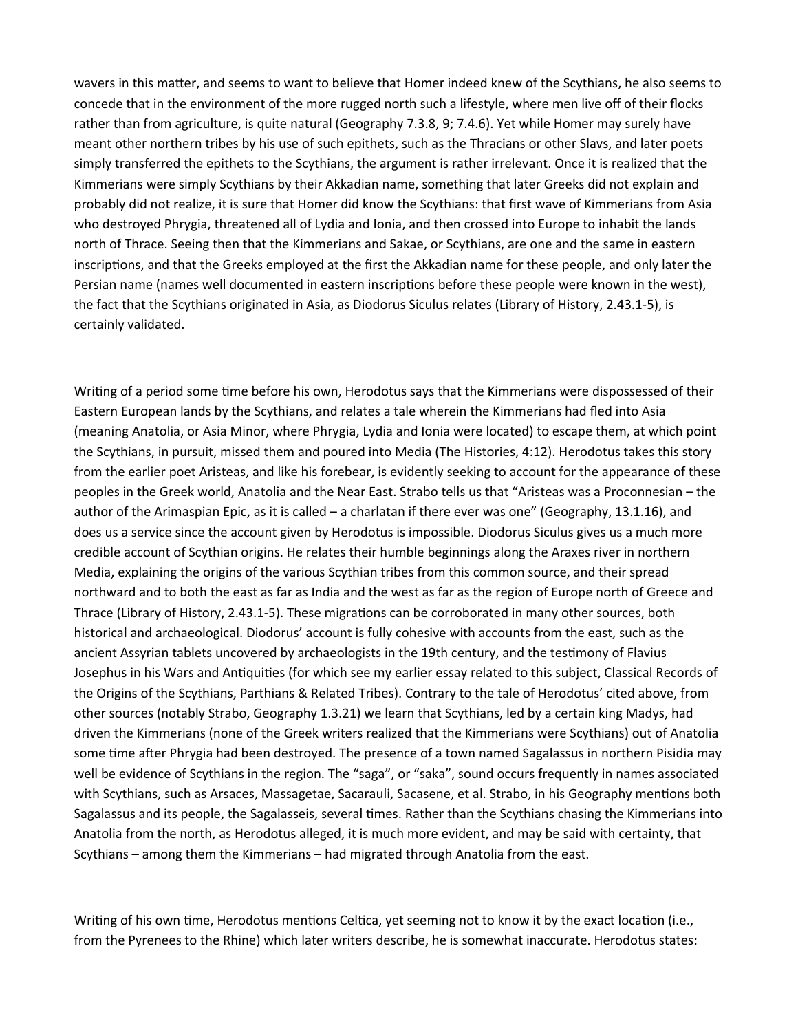wavers in this matter, and seems to want to believe that Homer indeed knew of the Scythians, he also seems to concede that in the environment of the more rugged north such a lifestyle, where men live off of their flocks rather than from agriculture, is quite natural (Geography 7.3.8, 9; 7.4.6). Yet while Homer may surely have meant other northern tribes by his use of such epithets, such as the Thracians or other Slavs, and later poets simply transferred the epithets to the Scythians, the argument is rather irrelevant. Once it is realized that the Kimmerians were simply Scythians by their Akkadian name, something that later Greeks did not explain and probably did not realize, it is sure that Homer did know the Scythians: that first wave of Kimmerians from Asia who destroyed Phrygia, threatened all of Lydia and Ionia, and then crossed into Europe to inhabit the lands north of Thrace. Seeing then that the Kimmerians and Sakae, or Scythians, are one and the same in eastern inscriptions, and that the Greeks employed at the first the Akkadian name for these people, and only later the Persian name (names well documented in eastern inscriptions before these people were known in the west), the fact that the Scythians originated in Asia, as Diodorus Siculus relates (Library of History, 2.43.1-5), is certainly validated.

Writing of a period some time before his own, Herodotus says that the Kimmerians were dispossessed of their Eastern European lands by the Scythians, and relates a tale wherein the Kimmerians had fled into Asia (meaning Anatolia, or Asia Minor, where Phrygia, Lydia and Ionia were located) to escape them, at which point the Scythians, in pursuit, missed them and poured into Media (The Histories, 4:12). Herodotus takes this story from the earlier poet Aristeas, and like his forebear, is evidently seeking to account for the appearance of these peoples in the Greek world, Anatolia and the Near East. Strabo tells us that "Aristeas was a Proconnesian – the author of the Arimaspian Epic, as it is called – a charlatan if there ever was one" (Geography, 13.1.16), and does us a service since the account given by Herodotus is impossible. Diodorus Siculus gives us a much more credible account of Scythian origins. He relates their humble beginnings along the Araxes river in northern Media, explaining the origins of the various Scythian tribes from this common source, and their spread northward and to both the east as far as India and the west as far as the region of Europe north of Greece and Thrace (Library of History, 2.43.1-5). These migrations can be corroborated in many other sources, both historical and archaeological. Diodorus' account is fully cohesive with accounts from the east, such as the ancient Assyrian tablets uncovered by archaeologists in the 19th century, and the testimony of Flavius Josephus in his Wars and Antiquities (for which see my earlier essay related to this subject, Classical Records of the Origins of the Scythians, Parthians & Related Tribes). Contrary to the tale of Herodotus' cited above, from other sources (notably Strabo, Geography 1.3.21) we learn that Scythians, led by a certain king Madys, had driven the Kimmerians (none of the Greek writers realized that the Kimmerians were Scythians) out of Anatolia some time after Phrygia had been destroyed. The presence of a town named Sagalassus in northern Pisidia may well be evidence of Scythians in the region. The "saga", or "saka", sound occurs frequently in names associated with Scythians, such as Arsaces, Massagetae, Sacarauli, Sacasene, et al. Strabo, in his Geography mentions both Sagalassus and its people, the Sagalasseis, several times. Rather than the Scythians chasing the Kimmerians into Anatolia from the north, as Herodotus alleged, it is much more evident, and may be said with certainty, that Scythians – among them the Kimmerians – had migrated through Anatolia from the east.

Writing of his own time, Herodotus mentions Celtica, yet seeming not to know it by the exact location (i.e., from the Pyrenees to the Rhine) which later writers describe, he is somewhat inaccurate. Herodotus states: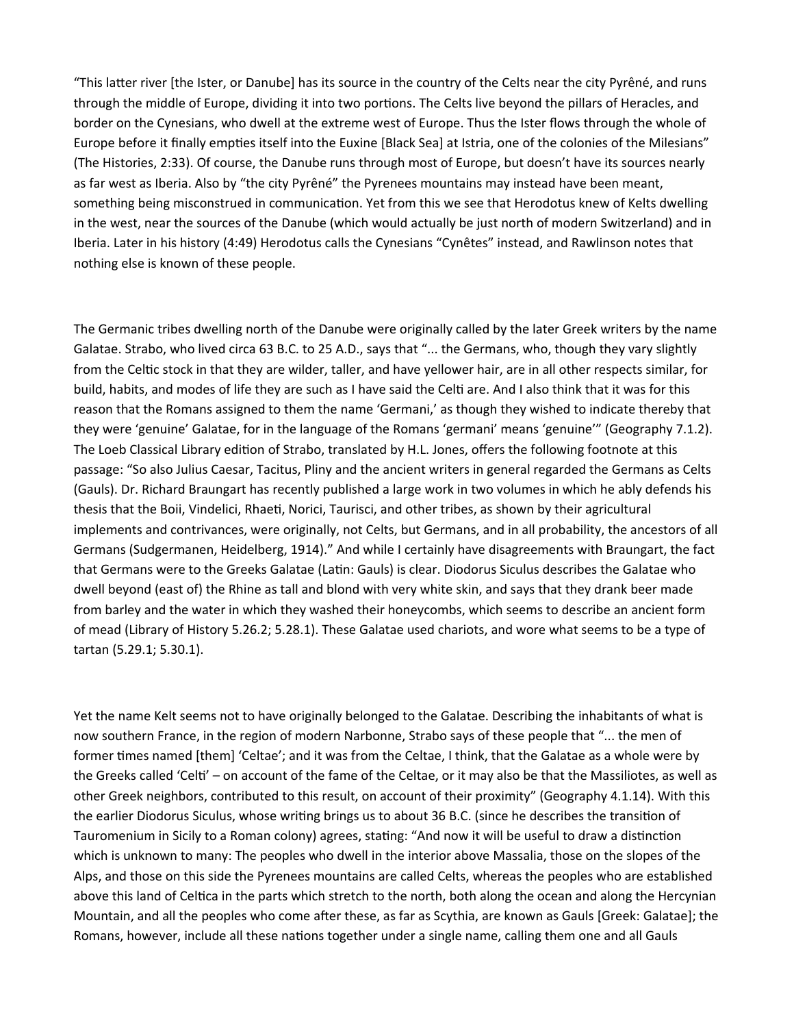"This latter river [the Ister, or Danube] has its source in the country of the Celts near the city Pyrêné, and runs through the middle of Europe, dividing it into two portions. The Celts live beyond the pillars of Heracles, and border on the Cynesians, who dwell at the extreme west of Europe. Thus the Ister flows through the whole of Europe before it finally empties itself into the Euxine [Black Sea] at Istria, one of the colonies of the Milesians" (The Histories, 2:33). Of course, the Danube runs through most of Europe, but doesn't have its sources nearly as far west as Iberia. Also by "the city Pyrêné" the Pyrenees mountains may instead have been meant, something being misconstrued in communication. Yet from this we see that Herodotus knew of Kelts dwelling in the west, near the sources of the Danube (which would actually be just north of modern Switzerland) and in Iberia. Later in his history (4:49) Herodotus calls the Cynesians "Cynêtes" instead, and Rawlinson notes that nothing else is known of these people.

The Germanic tribes dwelling north of the Danube were originally called by the later Greek writers by the name Galatae. Strabo, who lived circa 63 B.C. to 25 A.D., says that "... the Germans, who, though they vary slightly from the Celtic stock in that they are wilder, taller, and have yellower hair, are in all other respects similar, for build, habits, and modes of life they are such as I have said the Celti are. And I also think that it was for this reason that the Romans assigned to them the name 'Germani,' as though they wished to indicate thereby that they were 'genuine' Galatae, for in the language of the Romans 'germani' means 'genuine'" (Geography 7.1.2). The Loeb Classical Library edition of Strabo, translated by H.L. Jones, offers the following footnote at this passage: "So also Julius Caesar, Tacitus, Pliny and the ancient writers in general regarded the Germans as Celts (Gauls). Dr. Richard Braungart has recently published a large work in two volumes in which he ably defends his thesis that the Boii, Vindelici, Rhaeti, Norici, Taurisci, and other tribes, as shown by their agricultural implements and contrivances, were originally, not Celts, but Germans, and in all probability, the ancestors of all Germans (Sudgermanen, Heidelberg, 1914)." And while I certainly have disagreements with Braungart, the fact that Germans were to the Greeks Galatae (Latin: Gauls) is clear. Diodorus Siculus describes the Galatae who dwell beyond (east of) the Rhine as tall and blond with very white skin, and says that they drank beer made from barley and the water in which they washed their honeycombs, which seems to describe an ancient form of mead (Library of History 5.26.2; 5.28.1). These Galatae used chariots, and wore what seems to be a type of tartan (5.29.1; 5.30.1).

Yet the name Kelt seems not to have originally belonged to the Galatae. Describing the inhabitants of what is now southern France, in the region of modern Narbonne, Strabo says of these people that "... the men of former times named [them] 'Celtae'; and it was from the Celtae, I think, that the Galatae as a whole were by the Greeks called 'Celti' – on account of the fame of the Celtae, or it may also be that the Massiliotes, as well as other Greek neighbors, contributed to this result, on account of their proximity" (Geography 4.1.14). With this the earlier Diodorus Siculus, whose writing brings us to about 36 B.C. (since he describes the transition of Tauromenium in Sicily to a Roman colony) agrees, stating: "And now it will be useful to draw a distinction which is unknown to many: The peoples who dwell in the interior above Massalia, those on the slopes of the Alps, and those on this side the Pyrenees mountains are called Celts, whereas the peoples who are established above this land of Celtica in the parts which stretch to the north, both along the ocean and along the Hercynian Mountain, and all the peoples who come after these, as far as Scythia, are known as Gauls [Greek: Galatae]; the Romans, however, include all these nations together under a single name, calling them one and all Gauls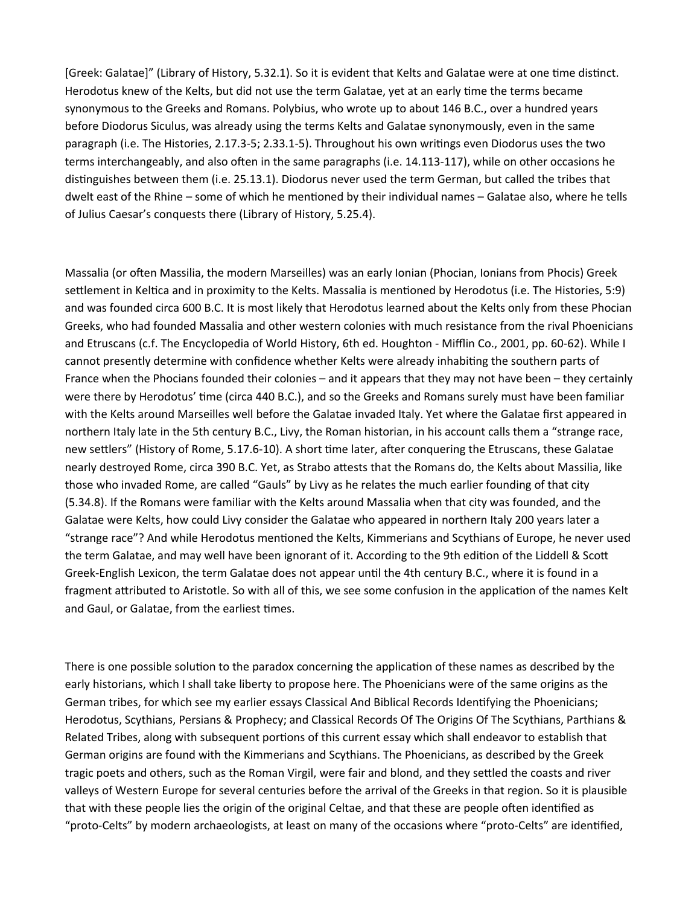[Greek: Galatae]" (Library of History, 5.32.1). So it is evident that Kelts and Galatae were at one time distinct. Herodotus knew of the Kelts, but did not use the term Galatae, yet at an early time the terms became synonymous to the Greeks and Romans. Polybius, who wrote up to about 146 B.C., over a hundred years before Diodorus Siculus, was already using the terms Kelts and Galatae synonymously, even in the same paragraph (i.e. The Histories, 2.17.3-5; 2.33.1-5). Throughout his own writings even Diodorus uses the two terms interchangeably, and also often in the same paragraphs (i.e. 14.113-117), while on other occasions he distinguishes between them (i.e. 25.13.1). Diodorus never used the term German, but called the tribes that dwelt east of the Rhine – some of which he mentioned by their individual names – Galatae also, where he tells of Julius Caesar's conquests there (Library of History, 5.25.4).

Massalia (or often Massilia, the modern Marseilles) was an early Ionian (Phocian, Ionians from Phocis) Greek settlement in Keltica and in proximity to the Kelts. Massalia is mentioned by Herodotus (i.e. The Histories, 5:9) and was founded circa 600 B.C. It is most likely that Herodotus learned about the Kelts only from these Phocian Greeks, who had founded Massalia and other western colonies with much resistance from the rival Phoenicians and Etruscans (c.f. The Encyclopedia of World History, 6th ed. Houghton - Mifflin Co., 2001, pp. 60-62). While I cannot presently determine with confidence whether Kelts were already inhabiting the southern parts of France when the Phocians founded their colonies – and it appears that they may not have been – they certainly were there by Herodotus' time (circa 440 B.C.), and so the Greeks and Romans surely must have been familiar with the Kelts around Marseilles well before the Galatae invaded Italy. Yet where the Galatae first appeared in northern Italy late in the 5th century B.C., Livy, the Roman historian, in his account calls them a "strange race, new settlers" (History of Rome, 5.17.6-10). A short time later, after conquering the Etruscans, these Galatae nearly destroyed Rome, circa 390 B.C. Yet, as Strabo attests that the Romans do, the Kelts about Massilia, like those who invaded Rome, are called "Gauls" by Livy as he relates the much earlier founding of that city (5.34.8). If the Romans were familiar with the Kelts around Massalia when that city was founded, and the Galatae were Kelts, how could Livy consider the Galatae who appeared in northern Italy 200 years later a "strange race"? And while Herodotus mentioned the Kelts, Kimmerians and Scythians of Europe, he never used the term Galatae, and may well have been ignorant of it. According to the 9th edition of the Liddell & Scott Greek-English Lexicon, the term Galatae does not appear until the 4th century B.C., where it is found in a fragment attributed to Aristotle. So with all of this, we see some confusion in the application of the names Kelt and Gaul, or Galatae, from the earliest times.

There is one possible solution to the paradox concerning the application of these names as described by the early historians, which I shall take liberty to propose here. The Phoenicians were of the same origins as the German tribes, for which see my earlier essays Classical And Biblical Records Identifying the Phoenicians; Herodotus, Scythians, Persians & Prophecy; and Classical Records Of The Origins Of The Scythians, Parthians & Related Tribes, along with subsequent portions of this current essay which shall endeavor to establish that German origins are found with the Kimmerians and Scythians. The Phoenicians, as described by the Greek tragic poets and others, such as the Roman Virgil, were fair and blond, and they settled the coasts and river valleys of Western Europe for several centuries before the arrival of the Greeks in that region. So it is plausible that with these people lies the origin of the original Celtae, and that these are people often identified as "proto-Celts" by modern archaeologists, at least on many of the occasions where "proto-Celts" are identified,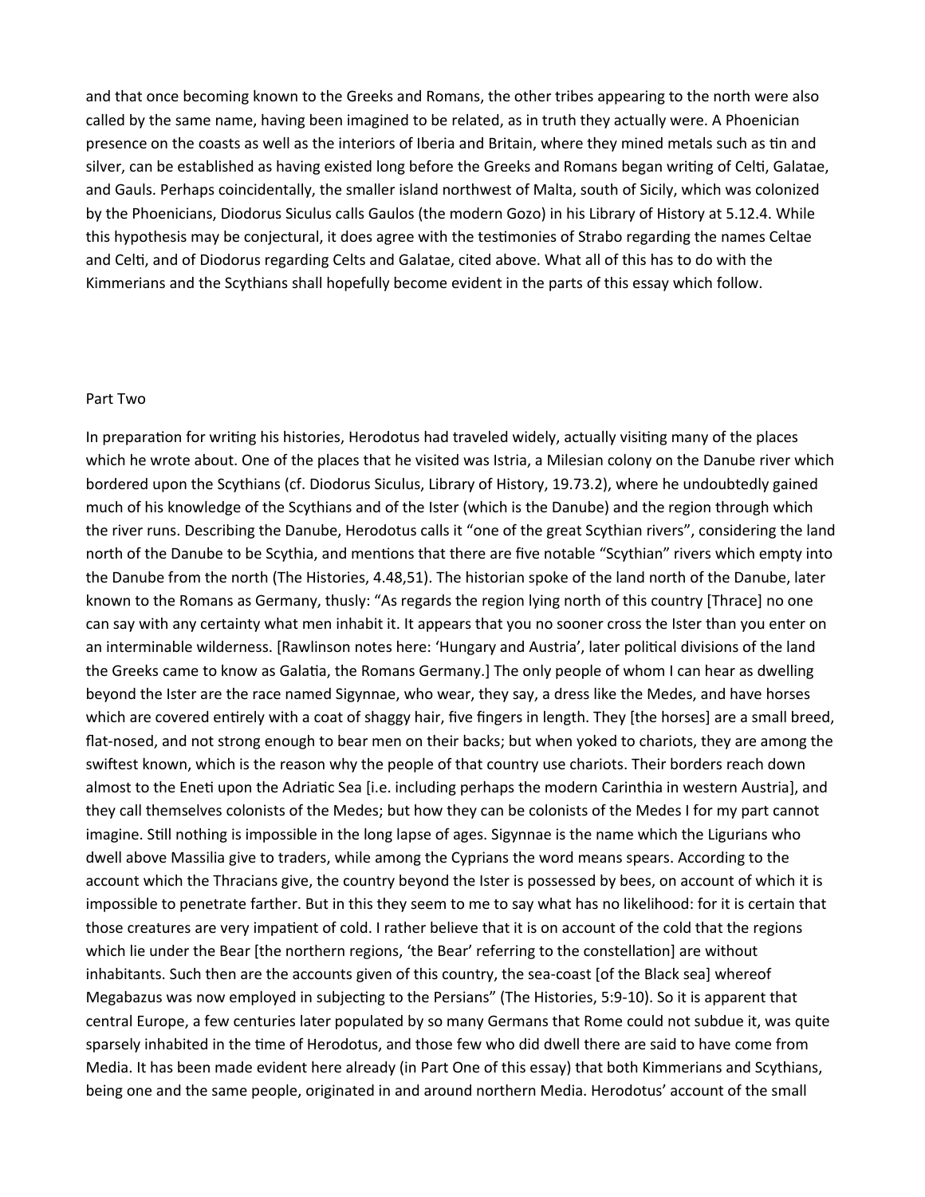and that once becoming known to the Greeks and Romans, the other tribes appearing to the north were also called by the same name, having been imagined to be related, as in truth they actually were. A Phoenician presence on the coasts as well as the interiors of Iberia and Britain, where they mined metals such as tin and silver, can be established as having existed long before the Greeks and Romans began writing of Celti, Galatae, and Gauls. Perhaps coincidentally, the smaller island northwest of Malta, south of Sicily, which was colonized by the Phoenicians, Diodorus Siculus calls Gaulos (the modern Gozo) in his Library of History at 5.12.4. While this hypothesis may be conjectural, it does agree with the testimonies of Strabo regarding the names Celtae and Celti, and of Diodorus regarding Celts and Galatae, cited above. What all of this has to do with the Kimmerians and the Scythians shall hopefully become evident in the parts of this essay which follow.

## Part Two

In preparation for writing his histories, Herodotus had traveled widely, actually visiting many of the places which he wrote about. One of the places that he visited was Istria, a Milesian colony on the Danube river which bordered upon the Scythians (cf. Diodorus Siculus, Library of History, 19.73.2), where he undoubtedly gained much of his knowledge of the Scythians and of the Ister (which is the Danube) and the region through which the river runs. Describing the Danube, Herodotus calls it "one of the great Scythian rivers", considering the land north of the Danube to be Scythia, and mentions that there are five notable "Scythian" rivers which empty into the Danube from the north (The Histories, 4.48,51). The historian spoke of the land north of the Danube, later known to the Romans as Germany, thusly: "As regards the region lying north of this country [Thrace] no one can say with any certainty what men inhabit it. It appears that you no sooner cross the Ister than you enter on an interminable wilderness. [Rawlinson notes here: 'Hungary and Austria', later political divisions of the land the Greeks came to know as Galatia, the Romans Germany.] The only people of whom I can hear as dwelling beyond the Ister are the race named Sigynnae, who wear, they say, a dress like the Medes, and have horses which are covered entirely with a coat of shaggy hair, five fingers in length. They [the horses] are a small breed, flat-nosed, and not strong enough to bear men on their backs; but when yoked to chariots, they are among the swiftest known, which is the reason why the people of that country use chariots. Their borders reach down almost to the Eneti upon the Adriatic Sea [i.e. including perhaps the modern Carinthia in western Austria], and they call themselves colonists of the Medes; but how they can be colonists of the Medes I for my part cannot imagine. Still nothing is impossible in the long lapse of ages. Sigynnae is the name which the Ligurians who dwell above Massilia give to traders, while among the Cyprians the word means spears. According to the account which the Thracians give, the country beyond the Ister is possessed by bees, on account of which it is impossible to penetrate farther. But in this they seem to me to say what has no likelihood: for it is certain that those creatures are very impatient of cold. I rather believe that it is on account of the cold that the regions which lie under the Bear [the northern regions, 'the Bear' referring to the constellation] are without inhabitants. Such then are the accounts given of this country, the sea-coast [of the Black sea] whereof Megabazus was now employed in subjecting to the Persians" (The Histories, 5:9-10). So it is apparent that central Europe, a few centuries later populated by so many Germans that Rome could not subdue it, was quite sparsely inhabited in the time of Herodotus, and those few who did dwell there are said to have come from Media. It has been made evident here already (in Part One of this essay) that both Kimmerians and Scythians, being one and the same people, originated in and around northern Media. Herodotus' account of the small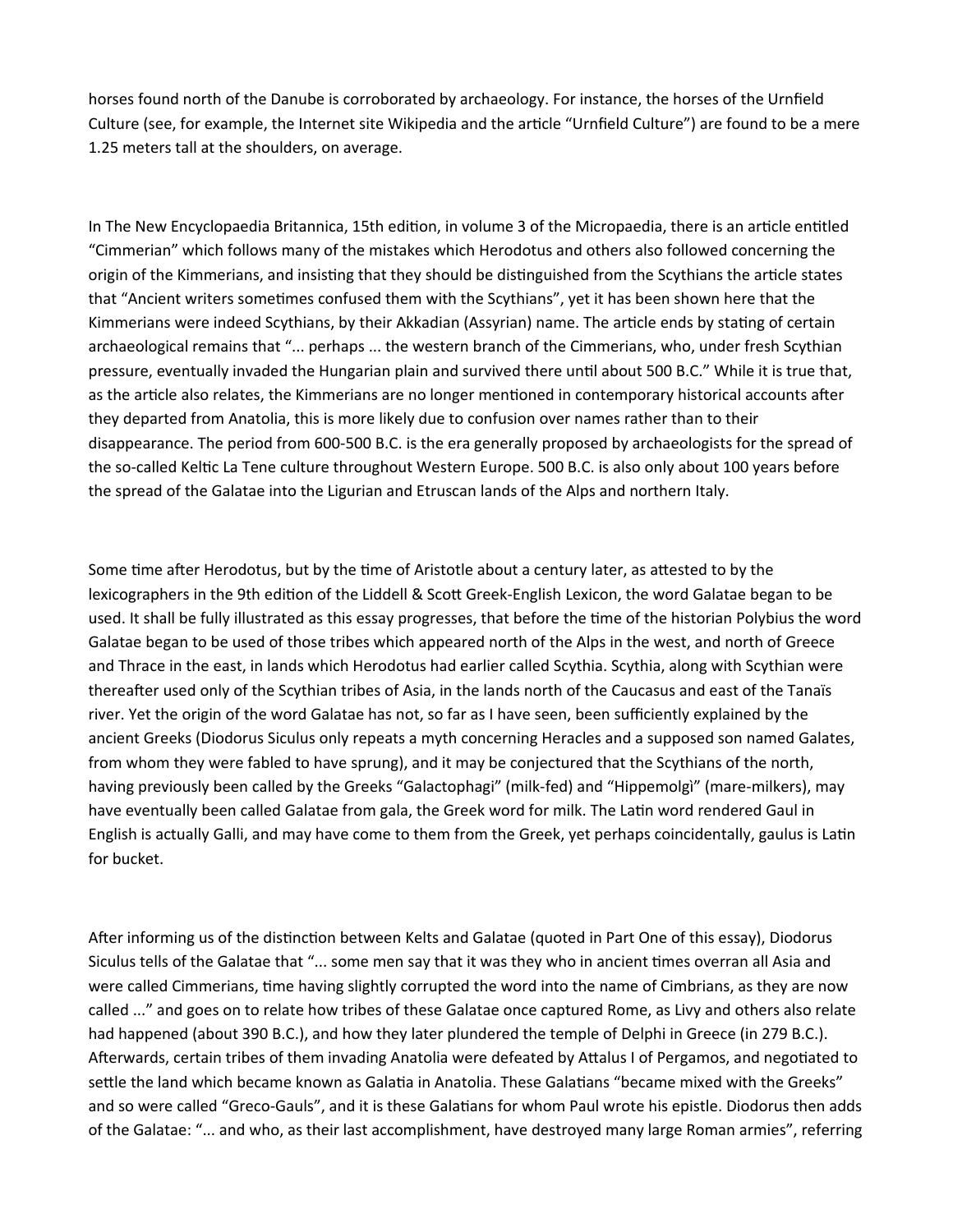horses found north of the Danube is corroborated by archaeology. For instance, the horses of the Urnfield Culture (see, for example, the Internet site Wikipedia and the article "Urnfield Culture") are found to be a mere 1.25 meters tall at the shoulders, on average.

In The New Encyclopaedia Britannica, 15th edition, in volume 3 of the Micropaedia, there is an article entitled "Cimmerian" which follows many of the mistakes which Herodotus and others also followed concerning the origin of the Kimmerians, and insisting that they should be distinguished from the Scythians the article states that "Ancient writers sometimes confused them with the Scythians", yet it has been shown here that the Kimmerians were indeed Scythians, by their Akkadian (Assyrian) name. The article ends by stating of certain archaeological remains that "... perhaps ... the western branch of the Cimmerians, who, under fresh Scythian pressure, eventually invaded the Hungarian plain and survived there until about 500 B.C." While it is true that, as the article also relates, the Kimmerians are no longer mentioned in contemporary historical accounts after they departed from Anatolia, this is more likely due to confusion over names rather than to their disappearance. The period from 600-500 B.C. is the era generally proposed by archaeologists for the spread of the so-called Keltic La Tene culture throughout Western Europe. 500 B.C. is also only about 100 years before the spread of the Galatae into the Ligurian and Etruscan lands of the Alps and northern Italy.

Some time after Herodotus, but by the time of Aristotle about a century later, as attested to by the lexicographers in the 9th edition of the Liddell & Scott Greek-English Lexicon, the word Galatae began to be used. It shall be fully illustrated as this essay progresses, that before the time of the historian Polybius the word Galatae began to be used of those tribes which appeared north of the Alps in the west, and north of Greece and Thrace in the east, in lands which Herodotus had earlier called Scythia. Scythia, along with Scythian were thereafter used only of the Scythian tribes of Asia, in the lands north of the Caucasus and east of the Tanaïs river. Yet the origin of the word Galatae has not, so far as I have seen, been sufficiently explained by the ancient Greeks (Diodorus Siculus only repeats a myth concerning Heracles and a supposed son named Galates, from whom they were fabled to have sprung), and it may be conjectured that the Scythians of the north, having previously been called by the Greeks "Galactophagi" (milk-fed) and "Hippemolgì" (mare-milkers), may have eventually been called Galatae from gala, the Greek word for milk. The Latin word rendered Gaul in English is actually Galli, and may have come to them from the Greek, yet perhaps coincidentally, gaulus is Latin for bucket.

After informing us of the distinction between Kelts and Galatae (quoted in Part One of this essay), Diodorus Siculus tells of the Galatae that "... some men say that it was they who in ancient times overran all Asia and were called Cimmerians, time having slightly corrupted the word into the name of Cimbrians, as they are now called ..." and goes on to relate how tribes of these Galatae once captured Rome, as Livy and others also relate had happened (about 390 B.C.), and how they later plundered the temple of Delphi in Greece (in 279 B.C.). Afterwards, certain tribes of them invading Anatolia were defeated by Attalus I of Pergamos, and negotiated to settle the land which became known as Galatia in Anatolia. These Galatians "became mixed with the Greeks" and so were called "Greco-Gauls", and it is these Galatians for whom Paul wrote his epistle. Diodorus then adds of the Galatae: "... and who, as their last accomplishment, have destroyed many large Roman armies", referring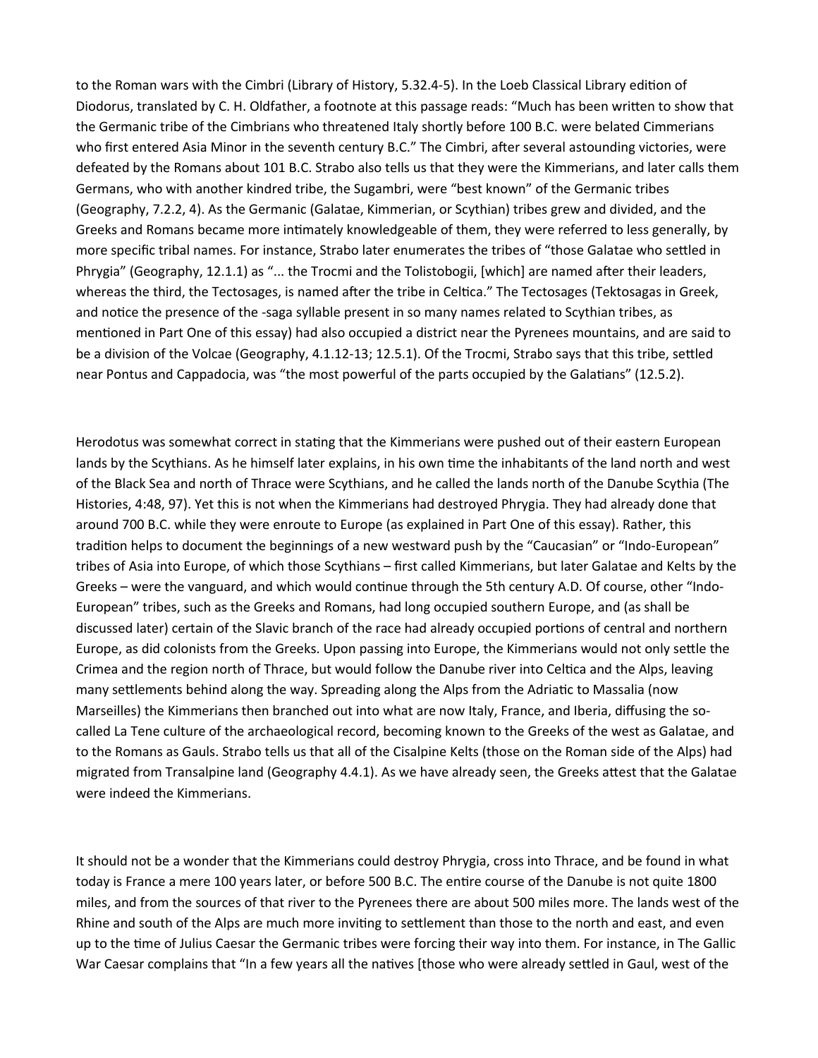to the Roman wars with the Cimbri (Library of History, 5.32.4-5). In the Loeb Classical Library edition of Diodorus, translated by C. H. Oldfather, a footnote at this passage reads: “Much has been written to show that the Germanic tribe of the Cimbrians who threatened Italy shortly before 100 B.C. were belated Cimmerians who first entered Asia Minor in the seventh century B.C.” The Cimbri, after several astounding victories, were defeated by the Romans about 101 B.C. Strabo also tells us that they were the Kimmerians, and later calls them Germans, who with another kindred tribe, the Sugambri, were “best known” of the Germanic tribes (Geography, 7.2.2, 4). As the Germanic (Galatae, Kimmerian, or Scythian) tribes grew and divided, and the Greeks and Romans became more intimately knowledgeable of them, they were referred to less generally, by more specific tribal names. For instance, Strabo later enumerates the tribes of “those Galatae who settled in Phrygia” (Geography, 12.1.1) as “... the Trocmi and the Tolistobogii, [which] are named after their leaders, whereas the third, the Tectosages, is named after the tribe in Celtica.” The Tectosages (Tektosagas in Greek, and notice the presence of the -saga syllable present in so many names related to Scythian tribes, as mentioned in Part One of this essay) had also occupied a district near the Pyrenees mountains, and are said to be a division of the Volcae (Geography, 4.1.12-13; 12.5.1). Of the Trocmi, Strabo says that this tribe, settled near Pontus and Cappadocia, was “the most powerful of the parts occupied by the Galatians” (12.5.2).

Herodotus was somewhat correct in stating that the Kimmerians were pushed out of their eastern European lands by the Scythians. As he himself later explains, in his own time the inhabitants of the land north and west of the Black Sea and north of Thrace were Scythians, and he called the lands north of the Danube Scythia (The Histories, 4:48, 97). Yet this is not when the Kimmerians had destroyed Phrygia. They had already done that around 700 B.C. while they were enroute to Europe (as explained in Part One of this essay). Rather, this tradition helps to document the beginnings of a new westward push by the “Caucasian” or “Indo-European” tribes of Asia into Europe, of which those Scythians – first called Kimmerians, but later Galatae and Kelts by the Greeks – were the vanguard, and which would continue through the 5th century A.D. Of course, other “Indo-European” tribes, such as the Greeks and Romans, had long occupied southern Europe, and (as shall be discussed later) certain of the Slavic branch of the race had already occupied portions of central and northern Europe, as did colonists from the Greeks. Upon passing into Europe, the Kimmerians would not only settle the Crimea and the region north of Thrace, but would follow the Danube river into Celtica and the Alps, leaving many settlements behind along the way. Spreading along the Alps from the Adriatic to Massalia (now Marseilles) the Kimmerians then branched out into what are now Italy, France, and Iberia, diffusing the so-called La Tene culture of the archaeological record, becoming known to the Greeks of the west as Galatae, and to the Romans as Gauls. Strabo tells us that all of the Cisalpine Kelts (those on the Roman side of the Alps) had migrated from Transalpine land (Geography 4.4.1). As we have already seen, the Greeks attest that the Galatae were indeed the Kimmerians.

It should not be a wonder that the Kimmerians could destroy Phrygia, cross into Thrace, and be found in what today is France a mere 100 years later, or before 500 B.C. The entire course of the Danube is not quite 1800 miles, and from the sources of that river to the Pyrenees there are about 500 miles more. The lands west of the Rhine and south of the Alps are much more inviting to settlement than those to the north and east, and even up to the time of Julius Caesar the Germanic tribes were forcing their way into them. For instance, in The Gallic War Caesar complains that “In a few years all the natives [those who were already settled in Gaul, west of the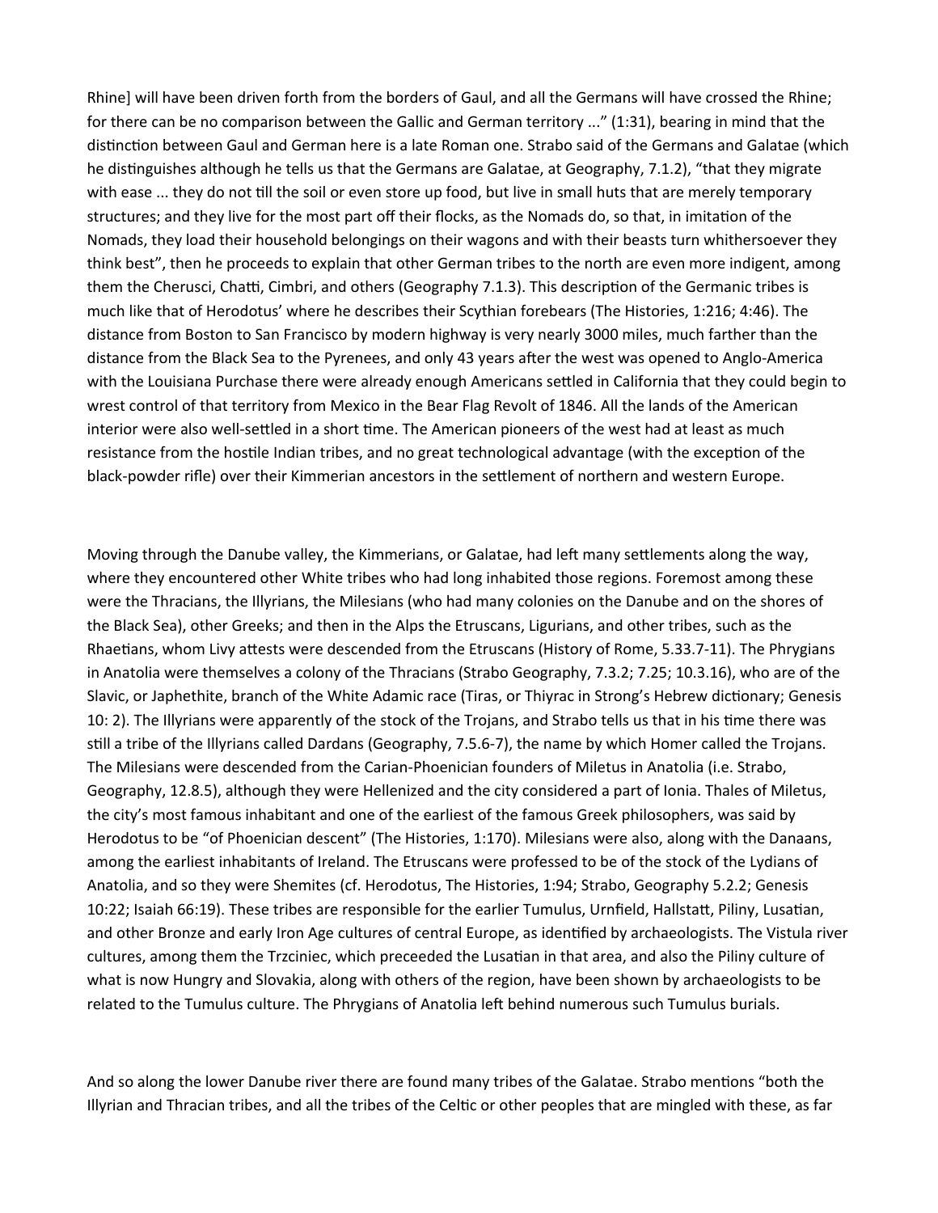Rhine] will have been driven forth from the borders of Gaul, and all the Germans will have crossed the Rhine; for there can be no comparison between the Gallic and German territory ..." (1:31), bearing in mind that the distinction between Gaul and German here is a late Roman one. Strabo said of the Germans and Galatae (which he distinguishes although he tells us that the Germans are Galatae, at Geography, 7.1.2), "that they migrate with ease ... they do not till the soil or even store up food, but live in small huts that are merely temporary structures; and they live for the most part off their flocks, as the Nomads do, so that, in imitation of the Nomads, they load their household belongings on their wagons and with their beasts turn whithersoever they think best", then he proceeds to explain that other German tribes to the north are even more indigent, among them the Cherusci, Chatti, Cimbri, and others (Geography 7.1.3). This description of the Germanic tribes is much like that of Herodotus' where he describes their Scythian forebears (The Histories, 1:216; 4:46). The distance from Boston to San Francisco by modern highway is very nearly 3000 miles, much farther than the distance from the Black Sea to the Pyrenees, and only 43 years after the west was opened to Anglo-America with the Louisiana Purchase there were already enough Americans settled in California that they could begin to wrest control of that territory from Mexico in the Bear Flag Revolt of 1846. All the lands of the American interior were also well-settled in a short time. The American pioneers of the west had at least as much resistance from the hostile Indian tribes, and no great technological advantage (with the exception of the black-powder rifle) over their Kimmerian ancestors in the settlement of northern and western Europe.

Moving through the Danube valley, the Kimmerians, or Galatae, had left many settlements along the way, where they encountered other White tribes who had long inhabited those regions. Foremost among these were the Thracians, the Illyrians, the Milesians (who had many colonies on the Danube and on the shores of the Black Sea), other Greeks; and then in the Alps the Etruscans, Ligurians, and other tribes, such as the Rhaetians, whom Livy attests were descended from the Etruscans (History of Rome, 5.33.7-11). The Phrygians in Anatolia were themselves a colony of the Thracians (Strabo Geography, 7.3.2; 7.25; 10.3.16), who are of the Slavic, or Japhethite, branch of the White Adamic race (Tiras, or Thiyrac in Strong's Hebrew dictionary; Genesis 10: 2). The Illyrians were apparently of the stock of the Trojans, and Strabo tells us that in his time there was still a tribe of the Illyrians called Dardans (Geography, 7.5.6-7), the name by which Homer called the Trojans. The Milesians were descended from the Carian-Phoenician founders of Miletus in Anatolia (i.e. Strabo, Geography, 12.8.5), although they were Hellenized and the city considered a part of Ionia. Thales of Miletus, the city's most famous inhabitant and one of the earliest of the famous Greek philosophers, was said by Herodotus to be "of Phoenician descent" (The Histories, 1:170). Milesians were also, along with the Danaans, among the earliest inhabitants of Ireland. The Etruscans were professed to be of the stock of the Lydians of Anatolia, and so they were Shemites (cf. Herodotus, The Histories, 1:94; Strabo, Geography 5.2.2; Genesis 10:22; Isaiah 66:19). These tribes are responsible for the earlier Tumulus, Urnfield, Hallstatt, Piliny, Lusatian, and other Bronze and early Iron Age cultures of central Europe, as identified by archaeologists. The Vistula river cultures, among them the Trzciniec, which preceeded the Lusatian in that area, and also the Piliny culture of what is now Hungry and Slovakia, along with others of the region, have been shown by archaeologists to be related to the Tumulus culture. The Phrygians of Anatolia left behind numerous such Tumulus burials.

And so along the lower Danube river there are found many tribes of the Galatae. Strabo mentions "both the Illyrian and Thracian tribes, and all the tribes of the Celtic or other peoples that are mingled with these, as far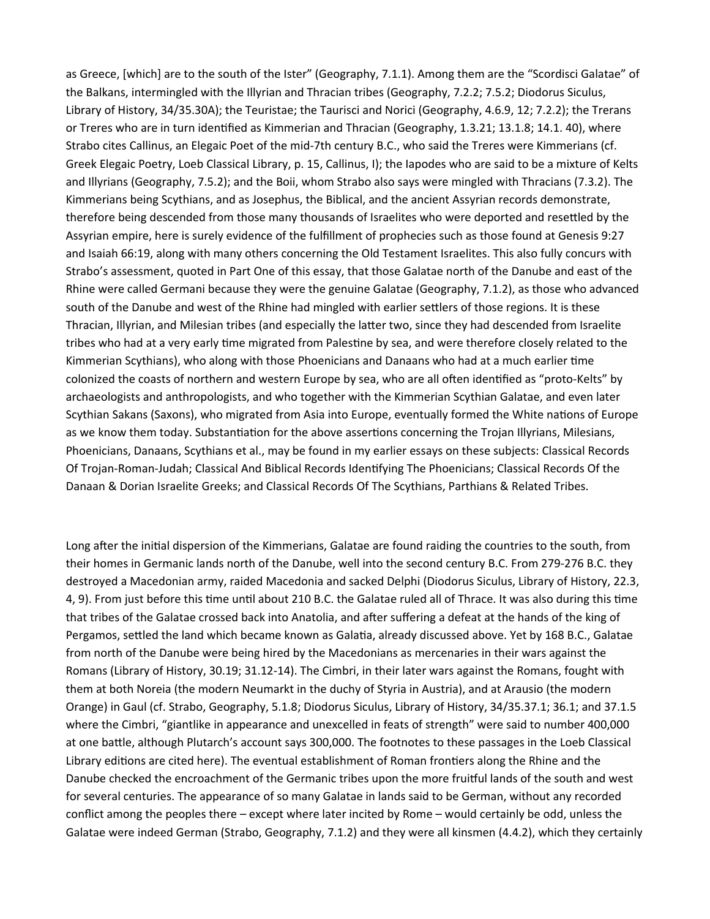as Greece, [which] are to the south of the Ister" (Geography, 7.1.1). Among them are the "Scordisci Galatae" of the Balkans, intermingled with the Illyrian and Thracian tribes (Geography, 7.2.2; 7.5.2; Diodorus Siculus, Library of History, 34/35.30A); the Teuristae; the Taurisci and Norici (Geography, 4.6.9, 12; 7.2.2); the Trerans or Treres who are in turn identified as Kimmerian and Thracian (Geography, 1.3.21; 13.1.8; 14.1. 40), where Strabo cites Callinus, an Elegaic Poet of the mid-7th century B.C., who said the Treres were Kimmerians (cf. Greek Elegaic Poetry, Loeb Classical Library, p. 15, Callinus, I); the Iapodes who are said to be a mixture of Kelts and Illyrians (Geography, 7.5.2); and the Boii, whom Strabo also says were mingled with Thracians (7.3.2). The Kimmerians being Scythians, and as Josephus, the Biblical, and the ancient Assyrian records demonstrate, therefore being descended from those many thousands of Israelites who were deported and resettled by the Assyrian empire, here is surely evidence of the fulfillment of prophecies such as those found at Genesis 9:27 and Isaiah 66:19, along with many others concerning the Old Testament Israelites. This also fully concurs with Strabo's assessment, quoted in Part One of this essay, that those Galatae north of the Danube and east of the Rhine were called Germani because they were the genuine Galatae (Geography, 7.1.2), as those who advanced south of the Danube and west of the Rhine had mingled with earlier settlers of those regions. It is these Thracian, Illyrian, and Milesian tribes (and especially the latter two, since they had descended from Israelite tribes who had at a very early time migrated from Palestine by sea, and were therefore closely related to the Kimmerian Scythians), who along with those Phoenicians and Danaans who had at a much earlier time colonized the coasts of northern and western Europe by sea, who are all often identified as "proto-Kelts" by archaeologists and anthropologists, and who together with the Kimmerian Scythian Galatae, and even later Scythian Sakans (Saxons), who migrated from Asia into Europe, eventually formed the White nations of Europe as we know them today. Substantiation for the above assertions concerning the Trojan Illyrians, Milesians, Phoenicians, Danaans, Scythians et al., may be found in my earlier essays on these subjects: Classical Records Of Trojan-Roman-Judah; Classical And Biblical Records Identifying The Phoenicians; Classical Records Of the Danaan & Dorian Israelite Greeks; and Classical Records Of The Scythians, Parthians & Related Tribes.

Long after the initial dispersion of the Kimmerians, Galatae are found raiding the countries to the south, from their homes in Germanic lands north of the Danube, well into the second century B.C. From 279-276 B.C. they destroyed a Macedonian army, raided Macedonia and sacked Delphi (Diodorus Siculus, Library of History, 22.3, 4, 9). From just before this time until about 210 B.C. the Galatae ruled all of Thrace. It was also during this time that tribes of the Galatae crossed back into Anatolia, and after suffering a defeat at the hands of the king of Pergamos, settled the land which became known as Galatia, already discussed above. Yet by 168 B.C., Galatae from north of the Danube were being hired by the Macedonians as mercenaries in their wars against the Romans (Library of History, 30.19; 31.12-14). The Cimbri, in their later wars against the Romans, fought with them at both Noreia (the modern Neumarkt in the duchy of Styria in Austria), and at Arausio (the modern Orange) in Gaul (cf. Strabo, Geography, 5.1.8; Diodorus Siculus, Library of History, 34/35.37.1; 36.1; and 37.1.5 where the Cimbri, "giantlike in appearance and unexcelled in feats of strength" were said to number 400,000 at one battle, although Plutarch's account says 300,000. The footnotes to these passages in the Loeb Classical Library editions are cited here). The eventual establishment of Roman frontiers along the Rhine and the Danube checked the encroachment of the Germanic tribes upon the more fruitful lands of the south and west for several centuries. The appearance of so many Galatae in lands said to be German, without any recorded conflict among the peoples there – except where later incited by Rome – would certainly be odd, unless the Galatae were indeed German (Strabo, Geography, 7.1.2) and they were all kinsmen (4.4.2), which they certainly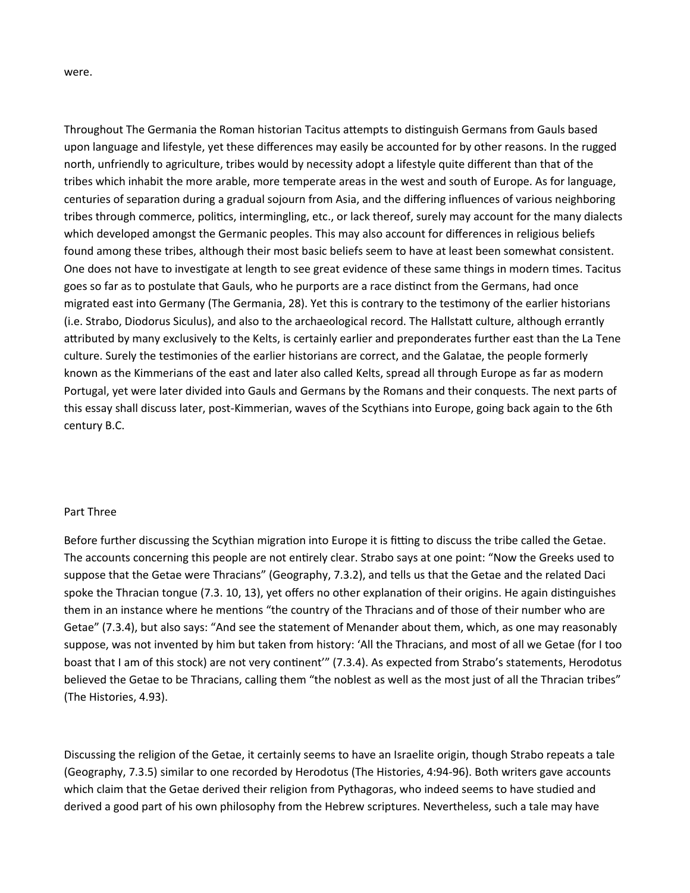were.

Throughout The Germania the Roman historian Tacitus attempts to distinguish Germans from Gauls based upon language and lifestyle, yet these differences may easily be accounted for by other reasons. In the rugged north, unfriendly to agriculture, tribes would by necessity adopt a lifestyle quite different than that of the tribes which inhabit the more arable, more temperate areas in the west and south of Europe. As for language, centuries of separation during a gradual sojourn from Asia, and the differing influences of various neighboring tribes through commerce, politics, intermingling, etc., or lack thereof, surely may account for the many dialects which developed amongst the Germanic peoples. This may also account for differences in religious beliefs found among these tribes, although their most basic beliefs seem to have at least been somewhat consistent. One does not have to investigate at length to see great evidence of these same things in modern times. Tacitus goes so far as to postulate that Gauls, who he purports are a race distinct from the Germans, had once migrated east into Germany (The Germania, 28). Yet this is contrary to the testimony of the earlier historians (i.e. Strabo, Diodorus Siculus), and also to the archaeological record. The Hallstatt culture, although errantly attributed by many exclusively to the Kelts, is certainly earlier and preponderates further east than the La Tene culture. Surely the testimonies of the earlier historians are correct, and the Galatae, the people formerly known as the Kimmerians of the east and later also called Kelts, spread all through Europe as far as modern Portugal, yet were later divided into Gauls and Germans by the Romans and their conquests. The next parts of this essay shall discuss later, post-Kimmerian, waves of the Scythians into Europe, going back again to the 6th century B.C.

## Part Three

Before further discussing the Scythian migration into Europe it is fitting to discuss the tribe called the Getae. The accounts concerning this people are not entirely clear. Strabo says at one point: "Now the Greeks used to suppose that the Getae were Thracians" (Geography, 7.3.2), and tells us that the Getae and the related Daci spoke the Thracian tongue (7.3. 10, 13), yet offers no other explanation of their origins. He again distinguishes them in an instance where he mentions "the country of the Thracians and of those of their number who are Getae" (7.3.4), but also says: "And see the statement of Menander about them, which, as one may reasonably suppose, was not invented by him but taken from history: 'All the Thracians, and most of all we Getae (for I too boast that I am of this stock) are not very continent'" (7.3.4). As expected from Strabo's statements, Herodotus believed the Getae to be Thracians, calling them "the noblest as well as the most just of all the Thracian tribes" (The Histories, 4.93).

Discussing the religion of the Getae, it certainly seems to have an Israelite origin, though Strabo repeats a tale (Geography, 7.3.5) similar to one recorded by Herodotus (The Histories, 4:94-96). Both writers gave accounts which claim that the Getae derived their religion from Pythagoras, who indeed seems to have studied and derived a good part of his own philosophy from the Hebrew scriptures. Nevertheless, such a tale may have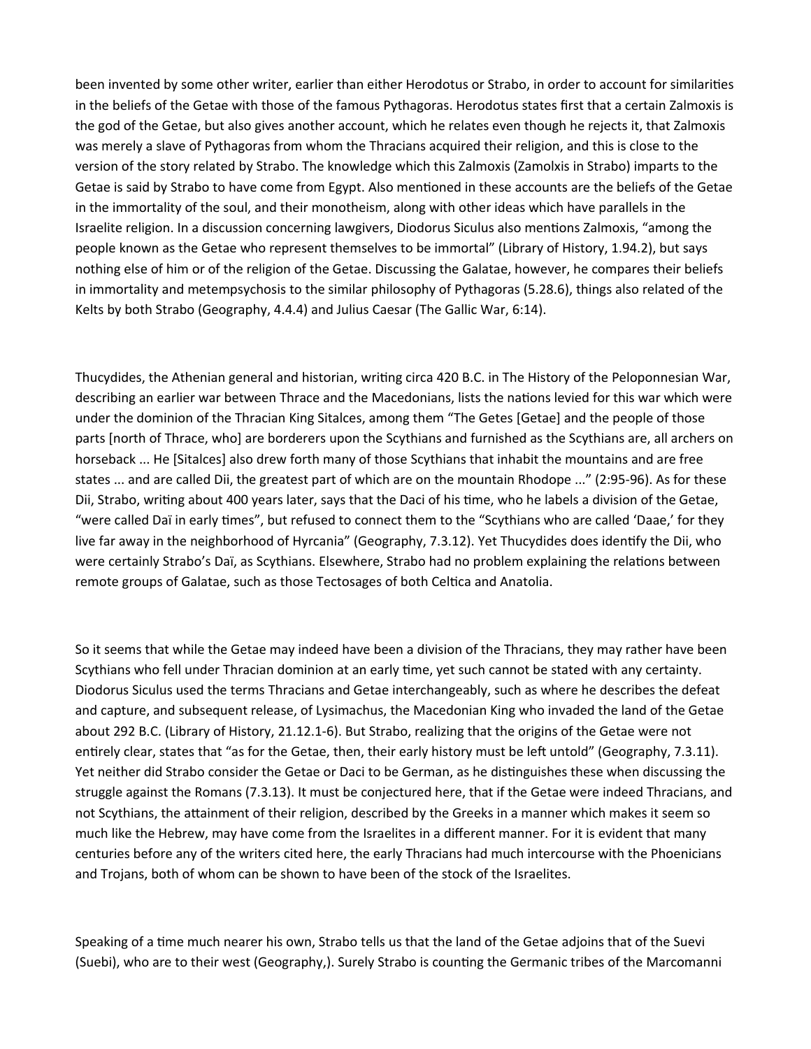been invented by some other writer, earlier than either Herodotus or Strabo, in order to account for similarities in the beliefs of the Getae with those of the famous Pythagoras. Herodotus states first that a certain Zalmoxis is the god of the Getae, but also gives another account, which he relates even though he rejects it, that Zalmoxis was merely a slave of Pythagoras from whom the Thracians acquired their religion, and this is close to the version of the story related by Strabo. The knowledge which this Zalmoxis (Zamolxis in Strabo) imparts to the Getae is said by Strabo to have come from Egypt. Also mentioned in these accounts are the beliefs of the Getae in the immortality of the soul, and their monotheism, along with other ideas which have parallels in the Israelite religion. In a discussion concerning lawgivers, Diodorus Siculus also mentions Zalmoxis, "among the people known as the Getae who represent themselves to be immortal" (Library of History, 1.94.2), but says nothing else of him or of the religion of the Getae. Discussing the Galatae, however, he compares their beliefs in immortality and metempsychosis to the similar philosophy of Pythagoras (5.28.6), things also related of the Kelts by both Strabo (Geography, 4.4.4) and Julius Caesar (The Gallic War, 6:14).

Thucydides, the Athenian general and historian, writing circa 420 B.C. in The History of the Peloponnesian War, describing an earlier war between Thrace and the Macedonians, lists the nations levied for this war which were under the dominion of the Thracian King Sitalces, among them "The Getes [Getae] and the people of those parts [north of Thrace, who] are borderers upon the Scythians and furnished as the Scythians are, all archers on horseback ... He [Sitalces] also drew forth many of those Scythians that inhabit the mountains and are free states ... and are called Dii, the greatest part of which are on the mountain Rhodope ..." (2:95-96). As for these Dii, Strabo, writing about 400 years later, says that the Daci of his time, who he labels a division of the Getae, "were called Daï in early times", but refused to connect them to the "Scythians who are called 'Daae,' for they live far away in the neighborhood of Hyrcania" (Geography, 7.3.12). Yet Thucydides does identify the Dii, who were certainly Strabo's Daï, as Scythians. Elsewhere, Strabo had no problem explaining the relations between remote groups of Galatae, such as those Tectosages of both Celtica and Anatolia.

So it seems that while the Getae may indeed have been a division of the Thracians, they may rather have been Scythians who fell under Thracian dominion at an early time, yet such cannot be stated with any certainty. Diodorus Siculus used the terms Thracians and Getae interchangeably, such as where he describes the defeat and capture, and subsequent release, of Lysimachus, the Macedonian King who invaded the land of the Getae about 292 B.C. (Library of History, 21.12.1-6). But Strabo, realizing that the origins of the Getae were not entirely clear, states that "as for the Getae, then, their early history must be left untold" (Geography, 7.3.11). Yet neither did Strabo consider the Getae or Daci to be German, as he distinguishes these when discussing the struggle against the Romans (7.3.13). It must be conjectured here, that if the Getae were indeed Thracians, and not Scythians, the attainment of their religion, described by the Greeks in a manner which makes it seem so much like the Hebrew, may have come from the Israelites in a different manner. For it is evident that many centuries before any of the writers cited here, the early Thracians had much intercourse with the Phoenicians and Trojans, both of whom can be shown to have been of the stock of the Israelites.

Speaking of a time much nearer his own, Strabo tells us that the land of the Getae adjoins that of the Suevi (Suebi), who are to their west (Geography,). Surely Strabo is counting the Germanic tribes of the Marcomanni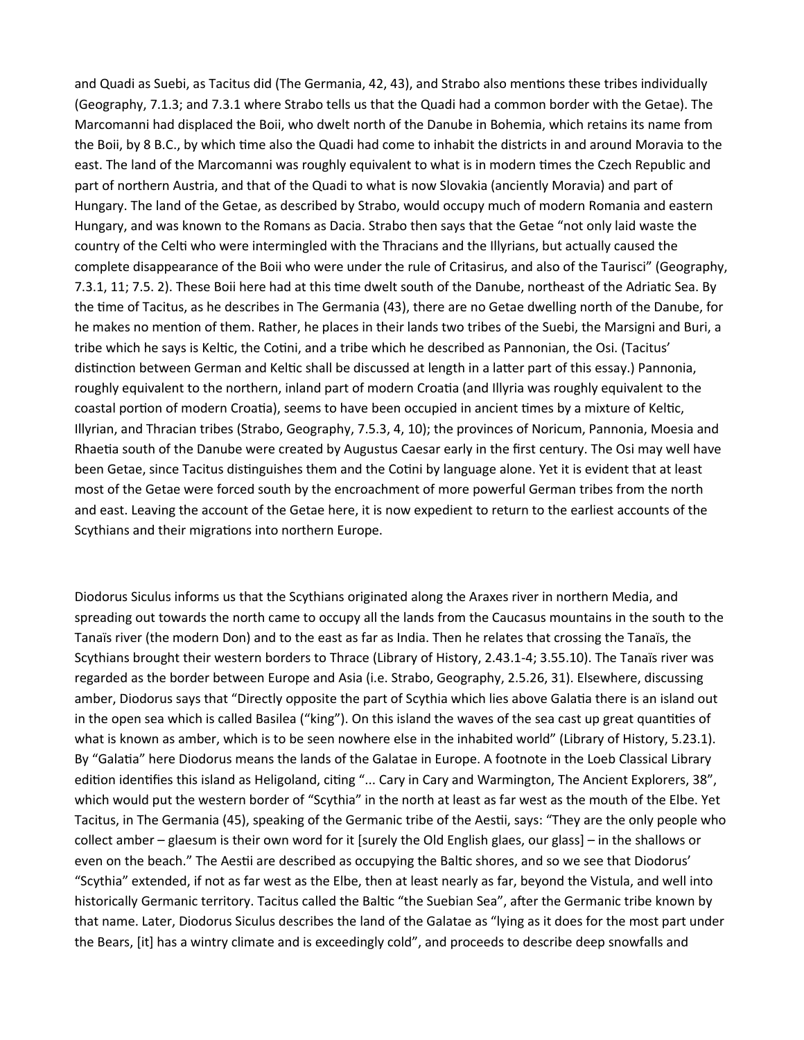and Quadi as Suebi, as Tacitus did (The Germania, 42, 43), and Strabo also mentions these tribes individually (Geography, 7.1.3; and 7.3.1 where Strabo tells us that the Quadi had a common border with the Getae). The Marcomanni had displaced the Boii, who dwelt north of the Danube in Bohemia, which retains its name from the Boii, by 8 B.C., by which time also the Quadi had come to inhabit the districts in and around Moravia to the east. The land of the Marcomanni was roughly equivalent to what is in modern times the Czech Republic and part of northern Austria, and that of the Quadi to what is now Slovakia (anciently Moravia) and part of Hungary. The land of the Getae, as described by Strabo, would occupy much of modern Romania and eastern Hungary, and was known to the Romans as Dacia. Strabo then says that the Getae "not only laid waste the country of the Celti who were intermingled with the Thracians and the Illyrians, but actually caused the complete disappearance of the Boii who were under the rule of Critasirus, and also of the Taurisci" (Geography, 7.3.1, 11; 7.5. 2). These Boii here had at this time dwelt south of the Danube, northeast of the Adriatic Sea. By the time of Tacitus, as he describes in The Germania (43), there are no Getae dwelling north of the Danube, for he makes no mention of them. Rather, he places in their lands two tribes of the Suebi, the Marsigni and Buri, a tribe which he says is Keltic, the Cotini, and a tribe which he described as Pannonian, the Osi. (Tacitus' distinction between German and Keltic shall be discussed at length in a latter part of this essay.) Pannonia, roughly equivalent to the northern, inland part of modern Croatia (and Illyria was roughly equivalent to the coastal portion of modern Croatia), seems to have been occupied in ancient times by a mixture of Keltic, Illyrian, and Thracian tribes (Strabo, Geography, 7.5.3, 4, 10); the provinces of Noricum, Pannonia, Moesia and Rhaetia south of the Danube were created by Augustus Caesar early in the first century. The Osi may well have been Getae, since Tacitus distinguishes them and the Cotini by language alone. Yet it is evident that at least most of the Getae were forced south by the encroachment of more powerful German tribes from the north and east. Leaving the account of the Getae here, it is now expedient to return to the earliest accounts of the Scythians and their migrations into northern Europe.

Diodorus Siculus informs us that the Scythians originated along the Araxes river in northern Media, and spreading out towards the north came to occupy all the lands from the Caucasus mountains in the south to the Tanaïs river (the modern Don) and to the east as far as India. Then he relates that crossing the Tanaïs, the Scythians brought their western borders to Thrace (Library of History, 2.43.1-4; 3.55.10). The Tanaïs river was regarded as the border between Europe and Asia (i.e. Strabo, Geography, 2.5.26, 31). Elsewhere, discussing amber, Diodorus says that "Directly opposite the part of Scythia which lies above Galatia there is an island out in the open sea which is called Basilea ("king"). On this island the waves of the sea cast up great quantities of what is known as amber, which is to be seen nowhere else in the inhabited world" (Library of History, 5.23.1). By "Galatia" here Diodorus means the lands of the Galatae in Europe. A footnote in the Loeb Classical Library edition identifies this island as Heligoland, citing "... Cary in Cary and Warmington, The Ancient Explorers, 38", which would put the western border of "Scythia" in the north at least as far west as the mouth of the Elbe. Yet Tacitus, in The Germania (45), speaking of the Germanic tribe of the Aestii, says: "They are the only people who collect amber – glaesum is their own word for it [surely the Old English glaes, our glass] – in the shallows or even on the beach." The Aestii are described as occupying the Baltic shores, and so we see that Diodorus' "Scythia" extended, if not as far west as the Elbe, then at least nearly as far, beyond the Vistula, and well into historically Germanic territory. Tacitus called the Baltic "the Suebian Sea", after the Germanic tribe known by that name. Later, Diodorus Siculus describes the land of the Galatae as "lying as it does for the most part under the Bears, [it] has a wintry climate and is exceedingly cold", and proceeds to describe deep snowfalls and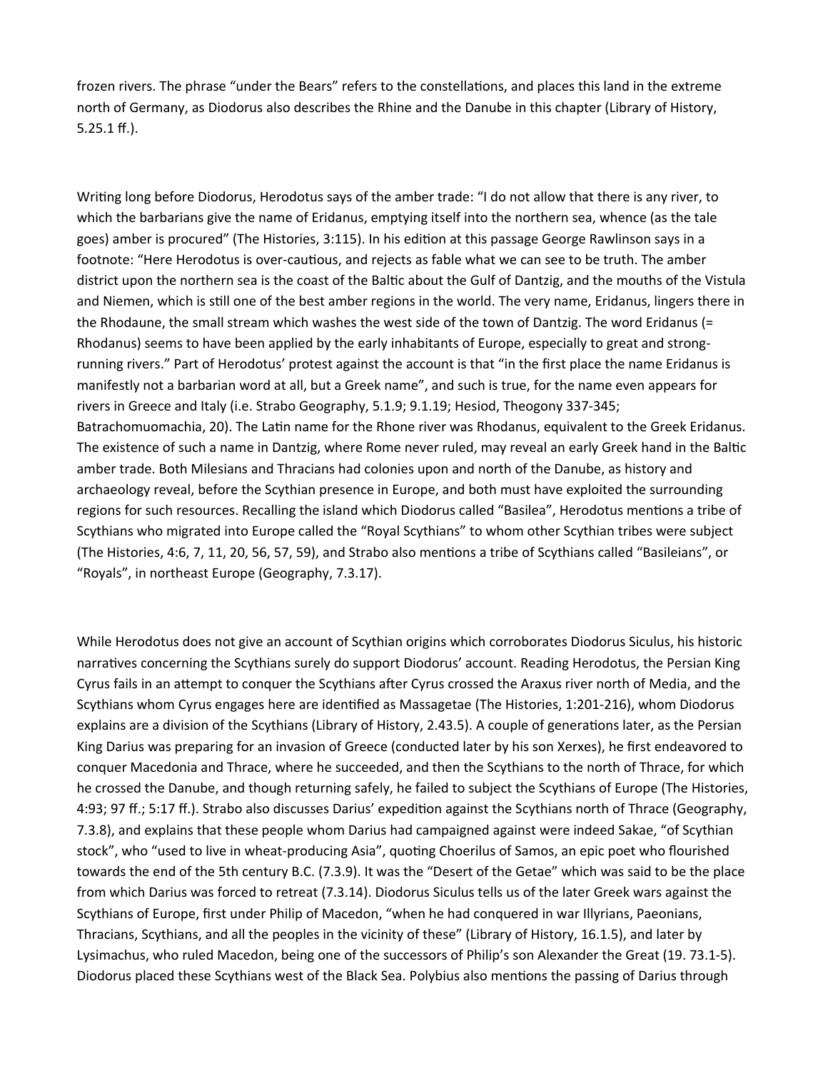frozen rivers. The phrase “under the Bears” refers to the constellations, and places this land in the extreme north of Germany, as Diodorus also describes the Rhine and the Danube in this chapter (Library of History, 5.25.1 ff.).

Writing long before Diodorus, Herodotus says of the amber trade: “I do not allow that there is any river, to which the barbarians give the name of Eridanus, emptying itself into the northern sea, whence (as the tale goes) amber is procured” (The Histories, 3:115). In his edition at this passage George Rawlinson says in a footnote: “Here Herodotus is over-cautious, and rejects as fable what we can see to be truth. The amber district upon the northern sea is the coast of the Baltic about the Gulf of Dantzig, and the mouths of the Vistula and Niemen, which is still one of the best amber regions in the world. The very name, Eridanus, lingers there in the Rhodaune, the small stream which washes the west side of the town of Dantzig. The word Eridanus (= Rhodanus) seems to have been applied by the early inhabitants of Europe, especially to great and strong-running rivers.” Part of Herodotus’ protest against the account is that “in the first place the name Eridanus is manifestly not a barbarian word at all, but a Greek name”, and such is true, for the name even appears for rivers in Greece and Italy (i.e. Strabo Geography, 5.1.9; 9.1.19; Hesiod, Theogony 337-345; Batrachomuomachia, 20). The Latin name for the Rhone river was Rhodanus, equivalent to the Greek Eridanus. The existence of such a name in Dantzig, where Rome never ruled, may reveal an early Greek hand in the Baltic amber trade. Both Milesians and Thracians had colonies upon and north of the Danube, as history and archaeology reveal, before the Scythian presence in Europe, and both must have exploited the surrounding regions for such resources. Recalling the island which Diodorus called “Basilea”, Herodotus mentions a tribe of Scythians who migrated into Europe called the “Royal Scythians” to whom other Scythian tribes were subject (The Histories, 4:6, 7, 11, 20, 56, 57, 59), and Strabo also mentions a tribe of Scythians called “Basileians”, or “Royals”, in northeast Europe (Geography, 7.3.17).

While Herodotus does not give an account of Scythian origins which corroborates Diodorus Siculus, his historic narratives concerning the Scythians surely do support Diodorus’ account. Reading Herodotus, the Persian King Cyrus fails in an attempt to conquer the Scythians after Cyrus crossed the Araxus river north of Media, and the Scythians whom Cyrus engages here are identified as Massagetae (The Histories, 1:201-216), whom Diodorus explains are a division of the Scythians (Library of History, 2.43.5). A couple of generations later, as the Persian King Darius was preparing for an invasion of Greece (conducted later by his son Xerxes), he first endeavored to conquer Macedonia and Thrace, where he succeeded, and then the Scythians to the north of Thrace, for which he crossed the Danube, and though returning safely, he failed to subject the Scythians of Europe (The Histories, 4:93; 97 ff.; 5:17 ff.). Strabo also discusses Darius’ expedition against the Scythians north of Thrace (Geography, 7.3.8), and explains that these people whom Darius had campaigned against were indeed Sakae, “of Scythian stock”, who “used to live in wheat-producing Asia”, quoting Choerilus of Samos, an epic poet who flourished towards the end of the 5th century B.C. (7.3.9). It was the “Desert of the Getae” which was said to be the place from which Darius was forced to retreat (7.3.14). Diodorus Siculus tells us of the later Greek wars against the Scythians of Europe, first under Philip of Macedon, “when he had conquered in war Illyrians, Paeonians, Thracians, Scythians, and all the peoples in the vicinity of these” (Library of History, 16.1.5), and later by Lysimachus, who ruled Macedon, being one of the successors of Philip’s son Alexander the Great (19. 73.1-5). Diodorus placed these Scythians west of the Black Sea. Polybius also mentions the passing of Darius through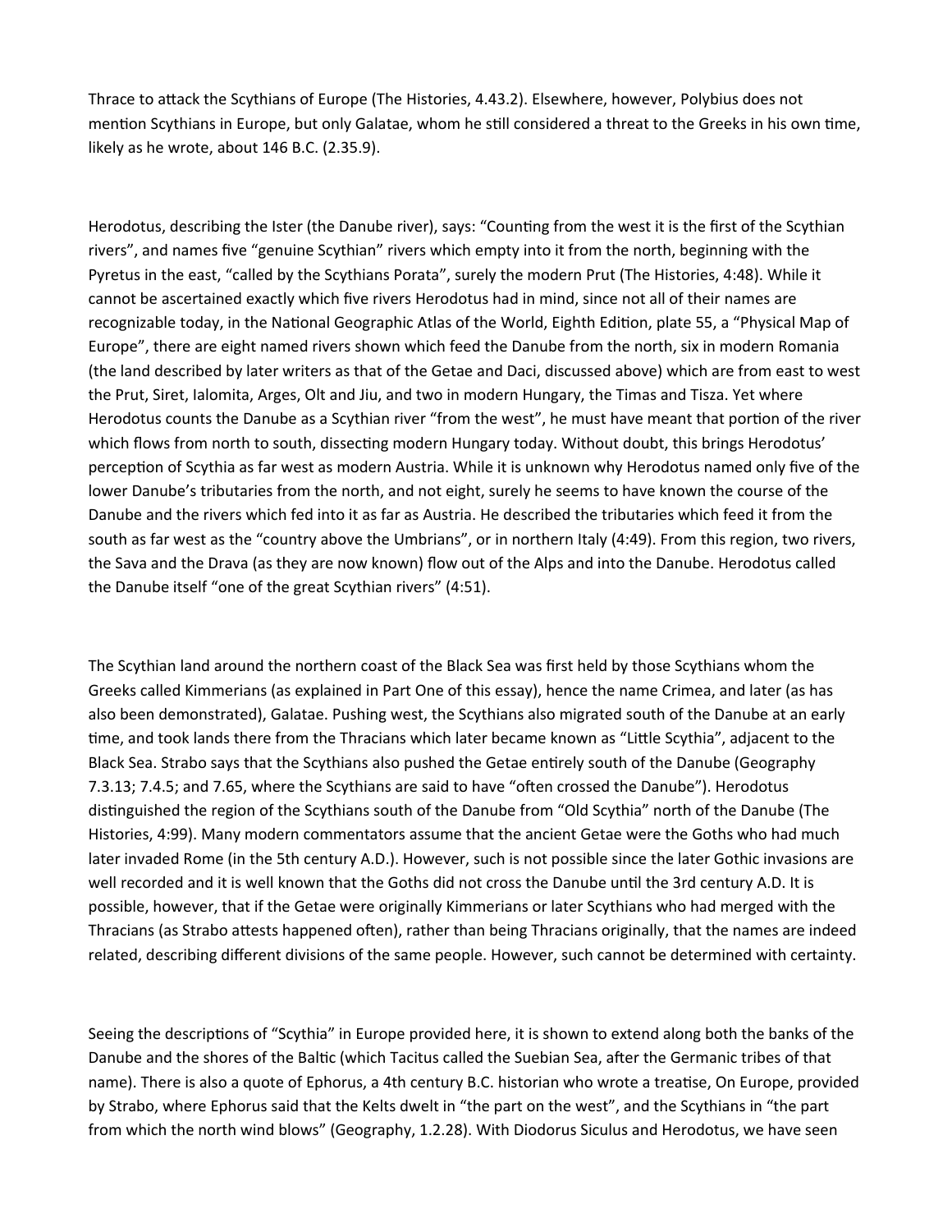Thrace to attack the Scythians of Europe (The Histories, 4.43.2). Elsewhere, however, Polybius does not mention Scythians in Europe, but only Galatae, whom he still considered a threat to the Greeks in his own time, likely as he wrote, about 146 B.C. (2.35.9).

Herodotus, describing the Ister (the Danube river), says: "Counting from the west it is the first of the Scythian rivers", and names five "genuine Scythian" rivers which empty into it from the north, beginning with the Pyretus in the east, "called by the Scythians Porata", surely the modern Prut (The Histories, 4:48). While it cannot be ascertained exactly which five rivers Herodotus had in mind, since not all of their names are recognizable today, in the National Geographic Atlas of the World, Eighth Edition, plate 55, a "Physical Map of Europe", there are eight named rivers shown which feed the Danube from the north, six in modern Romania (the land described by later writers as that of the Getae and Daci, discussed above) which are from east to west the Prut, Siret, Ialomita, Arges, Olt and Jiu, and two in modern Hungary, the Timas and Tisza. Yet where Herodotus counts the Danube as a Scythian river "from the west", he must have meant that portion of the river which flows from north to south, dissecting modern Hungary today. Without doubt, this brings Herodotus' perception of Scythia as far west as modern Austria. While it is unknown why Herodotus named only five of the lower Danube's tributaries from the north, and not eight, surely he seems to have known the course of the Danube and the rivers which fed into it as far as Austria. He described the tributaries which feed it from the south as far west as the "country above the Umbrians", or in northern Italy (4:49). From this region, two rivers, the Sava and the Drava (as they are now known) flow out of the Alps and into the Danube. Herodotus called the Danube itself "one of the great Scythian rivers" (4:51).

The Scythian land around the northern coast of the Black Sea was first held by those Scythians whom the Greeks called Kimmerians (as explained in Part One of this essay), hence the name Crimea, and later (as has also been demonstrated), Galatae. Pushing west, the Scythians also migrated south of the Danube at an early time, and took lands there from the Thracians which later became known as "Little Scythia", adjacent to the Black Sea. Strabo says that the Scythians also pushed the Getae entirely south of the Danube (Geography 7.3.13; 7.4.5; and 7.65, where the Scythians are said to have "often crossed the Danube"). Herodotus distinguished the region of the Scythians south of the Danube from "Old Scythia" north of the Danube (The Histories, 4:99). Many modern commentators assume that the ancient Getae were the Goths who had much later invaded Rome (in the 5th century A.D.). However, such is not possible since the later Gothic invasions are well recorded and it is well known that the Goths did not cross the Danube until the 3rd century A.D. It is possible, however, that if the Getae were originally Kimmerians or later Scythians who had merged with the Thracians (as Strabo attests happened often), rather than being Thracians originally, that the names are indeed related, describing different divisions of the same people. However, such cannot be determined with certainty.

Seeing the descriptions of "Scythia" in Europe provided here, it is shown to extend along both the banks of the Danube and the shores of the Baltic (which Tacitus called the Suebian Sea, after the Germanic tribes of that name). There is also a quote of Ephorus, a 4th century B.C. historian who wrote a treatise, On Europe, provided by Strabo, where Ephorus said that the Kelts dwelt in "the part on the west", and the Scythians in "the part from which the north wind blows" (Geography, 1.2.28). With Diodorus Siculus and Herodotus, we have seen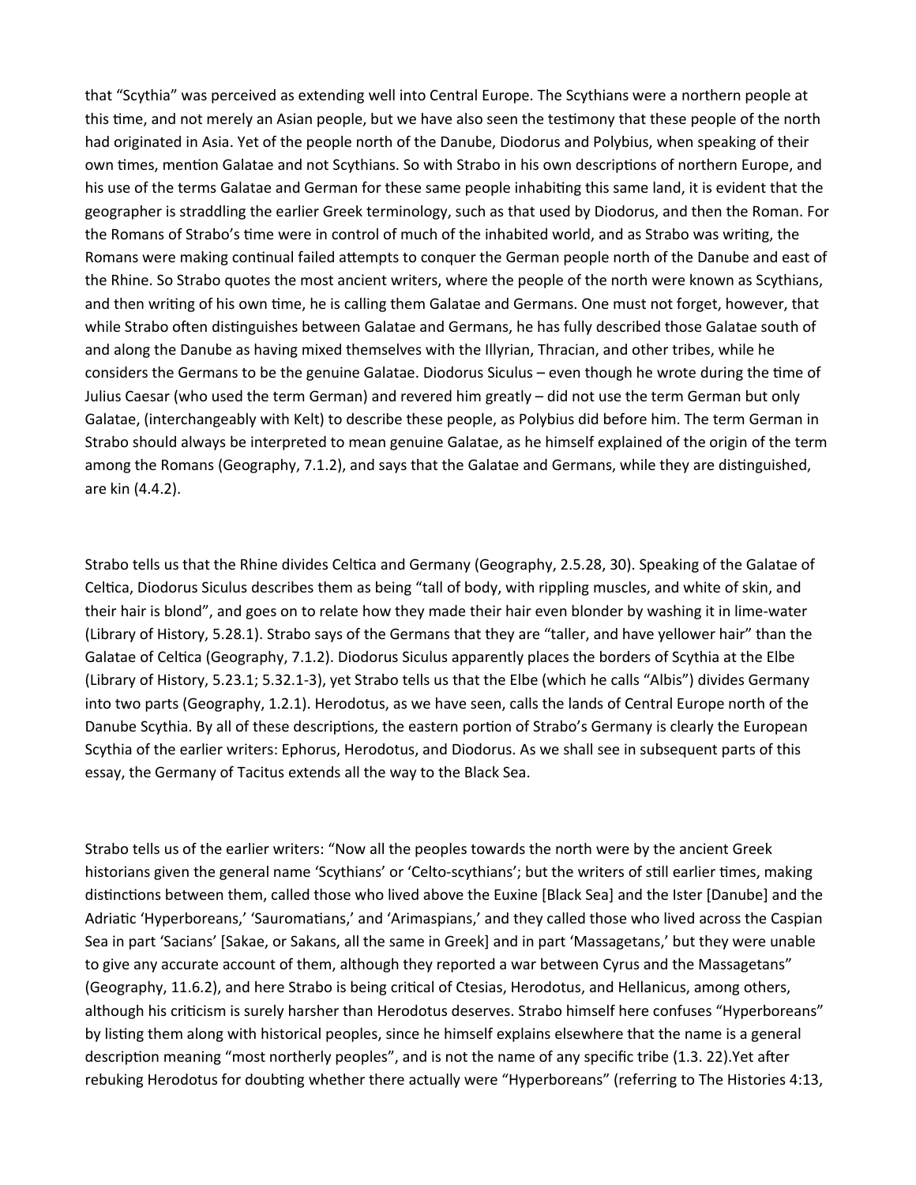that "Scythia" was perceived as extending well into Central Europe. The Scythians were a northern people at this time, and not merely an Asian people, but we have also seen the testimony that these people of the north had originated in Asia. Yet of the people north of the Danube, Diodorus and Polybius, when speaking of their own times, mention Galatae and not Scythians. So with Strabo in his own descriptions of northern Europe, and his use of the terms Galatae and German for these same people inhabiting this same land, it is evident that the geographer is straddling the earlier Greek terminology, such as that used by Diodorus, and then the Roman. For the Romans of Strabo's time were in control of much of the inhabited world, and as Strabo was writing, the Romans were making continual failed attempts to conquer the German people north of the Danube and east of the Rhine. So Strabo quotes the most ancient writers, where the people of the north were known as Scythians, and then writing of his own time, he is calling them Galatae and Germans. One must not forget, however, that while Strabo often distinguishes between Galatae and Germans, he has fully described those Galatae south of and along the Danube as having mixed themselves with the Illyrian, Thracian, and other tribes, while he considers the Germans to be the genuine Galatae. Diodorus Siculus – even though he wrote during the time of Julius Caesar (who used the term German) and revered him greatly – did not use the term German but only Galatae, (interchangeably with Kelt) to describe these people, as Polybius did before him. The term German in Strabo should always be interpreted to mean genuine Galatae, as he himself explained of the origin of the term among the Romans (Geography, 7.1.2), and says that the Galatae and Germans, while they are distinguished, are kin (4.4.2).

Strabo tells us that the Rhine divides Celtica and Germany (Geography, 2.5.28, 30). Speaking of the Galatae of Celtica, Diodorus Siculus describes them as being "tall of body, with rippling muscles, and white of skin, and their hair is blond", and goes on to relate how they made their hair even blonder by washing it in lime-water (Library of History, 5.28.1). Strabo says of the Germans that they are "taller, and have yellower hair" than the Galatae of Celtica (Geography, 7.1.2). Diodorus Siculus apparently places the borders of Scythia at the Elbe (Library of History, 5.23.1; 5.32.1-3), yet Strabo tells us that the Elbe (which he calls "Albis") divides Germany into two parts (Geography, 1.2.1). Herodotus, as we have seen, calls the lands of Central Europe north of the Danube Scythia. By all of these descriptions, the eastern portion of Strabo's Germany is clearly the European Scythia of the earlier writers: Ephorus, Herodotus, and Diodorus. As we shall see in subsequent parts of this essay, the Germany of Tacitus extends all the way to the Black Sea.

Strabo tells us of the earlier writers: "Now all the peoples towards the north were by the ancient Greek historians given the general name 'Scythians' or 'Celto-scythians'; but the writers of still earlier times, making distinctions between them, called those who lived above the Euxine [Black Sea] and the Ister [Danube] and the Adriatic 'Hyperboreans,' 'Sauromatians,' and 'Arimaspians,' and they called those who lived across the Caspian Sea in part 'Sacians' [Sakae, or Sakans, all the same in Greek] and in part 'Massagetans,' but they were unable to give any accurate account of them, although they reported a war between Cyrus and the Massagetans" (Geography, 11.6.2), and here Strabo is being critical of Ctesias, Herodotus, and Hellanicus, among others, although his criticism is surely harsher than Herodotus deserves. Strabo himself here confuses "Hyperboreans" by listing them along with historical peoples, since he himself explains elsewhere that the name is a general description meaning "most northerly peoples", and is not the name of any specific tribe (1.3. 22).Yet after rebuking Herodotus for doubting whether there actually were "Hyperboreans" (referring to The Histories 4:13,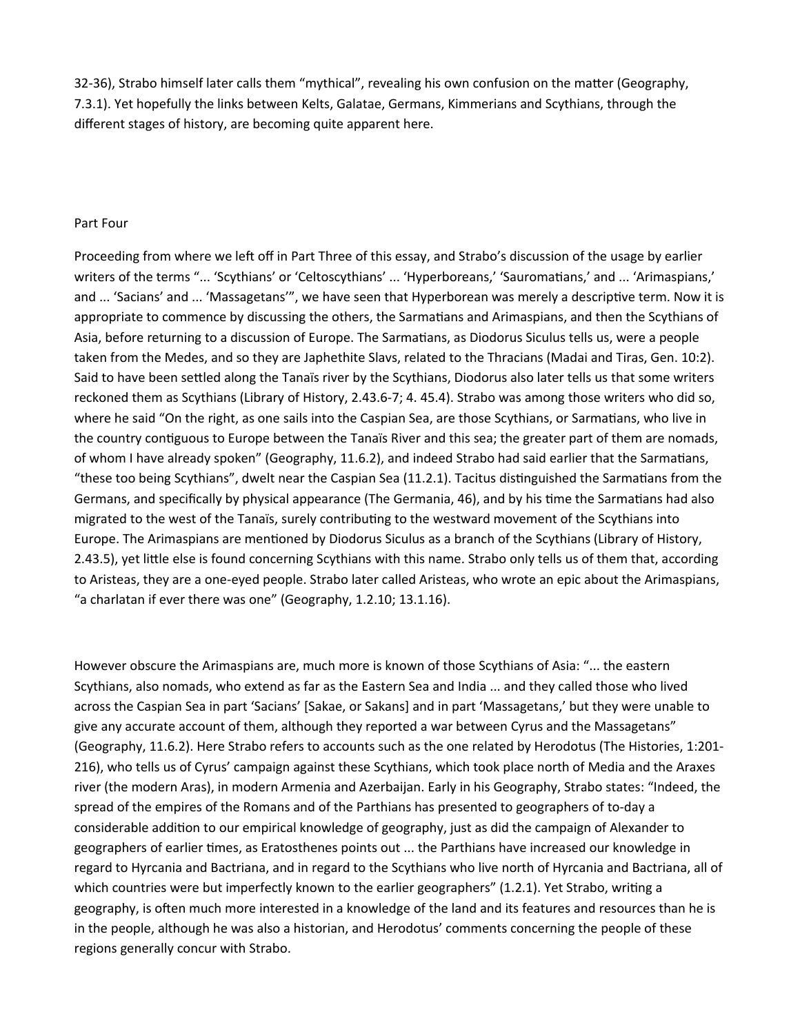32-36), Strabo himself later calls them "mythical", revealing his own confusion on the matter (Geography, 7.3.1). Yet hopefully the links between Kelts, Galatae, Germans, Kimmerians and Scythians, through the different stages of history, are becoming quite apparent here.

## Part Four

Proceeding from where we left off in Part Three of this essay, and Strabo's discussion of the usage by earlier writers of the terms "... 'Scythians' or 'Celtoscythians' ... 'Hyperboreans,' 'Sauromatians,' and ... 'Arimaspians,' and ... 'Sacians' and ... 'Massagetans'", we have seen that Hyperborean was merely a descriptive term. Now it is appropriate to commence by discussing the others, the Sarmatians and Arimaspians, and then the Scythians of Asia, before returning to a discussion of Europe. The Sarmatians, as Diodorus Siculus tells us, were a people taken from the Medes, and so they are Japhethite Slavs, related to the Thracians (Madai and Tiras, Gen. 10:2). Said to have been settled along the Tanaïs river by the Scythians, Diodorus also later tells us that some writers reckoned them as Scythians (Library of History, 2.43.6-7; 4. 45.4). Strabo was among those writers who did so, where he said "On the right, as one sails into the Caspian Sea, are those Scythians, or Sarmatians, who live in the country contiguous to Europe between the Tanaïs River and this sea; the greater part of them are nomads, of whom I have already spoken" (Geography, 11.6.2), and indeed Strabo had said earlier that the Sarmatians, "these too being Scythians", dwelt near the Caspian Sea (11.2.1). Tacitus distinguished the Sarmatians from the Germans, and specifically by physical appearance (The Germania, 46), and by his time the Sarmatians had also migrated to the west of the Tanaïs, surely contributing to the westward movement of the Scythians into Europe. The Arimaspians are mentioned by Diodorus Siculus as a branch of the Scythians (Library of History, 2.43.5), yet little else is found concerning Scythians with this name. Strabo only tells us of them that, according to Aristeas, they are a one-eyed people. Strabo later called Aristeas, who wrote an epic about the Arimaspians, "a charlatan if ever there was one" (Geography, 1.2.10; 13.1.16).

However obscure the Arimaspians are, much more is known of those Scythians of Asia: "... the eastern Scythians, also nomads, who extend as far as the Eastern Sea and India ... and they called those who lived across the Caspian Sea in part 'Sacians' [Sakae, or Sakans] and in part 'Massagetans,' but they were unable to give any accurate account of them, although they reported a war between Cyrus and the Massagetans" (Geography, 11.6.2). Here Strabo refers to accounts such as the one related by Herodotus (The Histories, 1:201-216), who tells us of Cyrus' campaign against these Scythians, which took place north of Media and the Araxes river (the modern Aras), in modern Armenia and Azerbaijan. Early in his Geography, Strabo states: "Indeed, the spread of the empires of the Romans and of the Parthians has presented to geographers of to-day a considerable addition to our empirical knowledge of geography, just as did the campaign of Alexander to geographers of earlier times, as Eratosthenes points out ... the Parthians have increased our knowledge in regard to Hyrcania and Bactriana, and in regard to the Scythians who live north of Hyrcania and Bactriana, all of which countries were but imperfectly known to the earlier geographers" (1.2.1). Yet Strabo, writing a geography, is often much more interested in a knowledge of the land and its features and resources than he is in the people, although he was also a historian, and Herodotus' comments concerning the people of these regions generally concur with Strabo.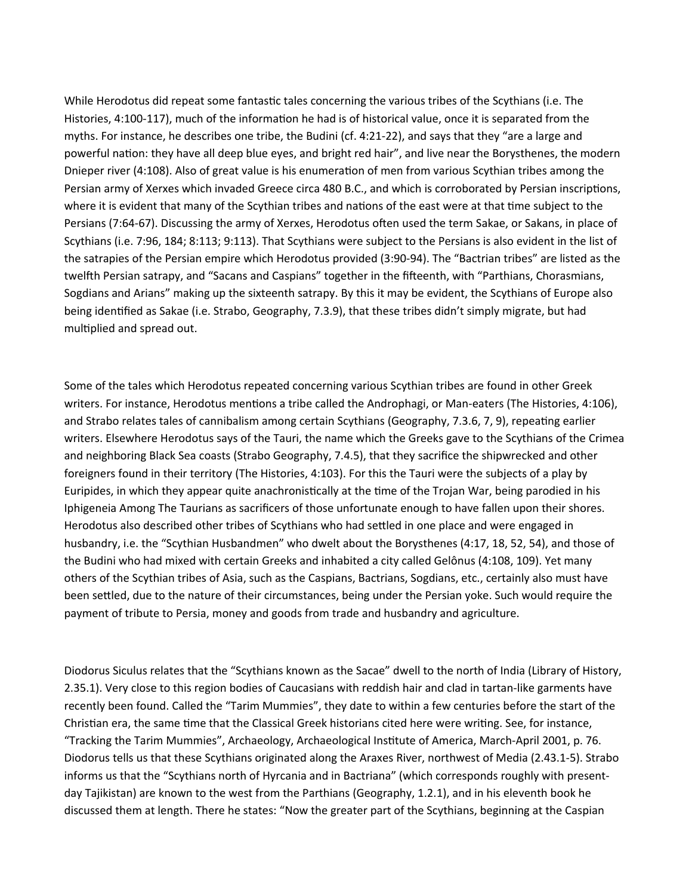While Herodotus did repeat some fantastic tales concerning the various tribes of the Scythians (i.e. The Histories, 4:100-117), much of the information he had is of historical value, once it is separated from the myths. For instance, he describes one tribe, the Budini (cf. 4:21-22), and says that they "are a large and powerful nation: they have all deep blue eyes, and bright red hair", and live near the Borysthenes, the modern Dnieper river (4:108). Also of great value is his enumeration of men from various Scythian tribes among the Persian army of Xerxes which invaded Greece circa 480 B.C., and which is corroborated by Persian inscriptions, where it is evident that many of the Scythian tribes and nations of the east were at that time subject to the Persians (7:64-67). Discussing the army of Xerxes, Herodotus often used the term Sakae, or Sakans, in place of Scythians (i.e. 7:96, 184; 8:113; 9:113). That Scythians were subject to the Persians is also evident in the list of the satrapies of the Persian empire which Herodotus provided (3:90-94). The "Bactrian tribes" are listed as the twelfth Persian satrapy, and "Sacans and Caspians" together in the fifteenth, with "Parthians, Chorasmians, Sogdians and Arians" making up the sixteenth satrapy. By this it may be evident, the Scythians of Europe also being identified as Sakae (i.e. Strabo, Geography, 7.3.9), that these tribes didn't simply migrate, but had multiplied and spread out.

Some of the tales which Herodotus repeated concerning various Scythian tribes are found in other Greek writers. For instance, Herodotus mentions a tribe called the Androphagi, or Man-eaters (The Histories, 4:106), and Strabo relates tales of cannibalism among certain Scythians (Geography, 7.3.6, 7, 9), repeating earlier writers. Elsewhere Herodotus says of the Tauri, the name which the Greeks gave to the Scythians of the Crimea and neighboring Black Sea coasts (Strabo Geography, 7.4.5), that they sacrifice the shipwrecked and other foreigners found in their territory (The Histories, 4:103). For this the Tauri were the subjects of a play by Euripides, in which they appear quite anachronistically at the time of the Trojan War, being parodied in his Iphigeneia Among The Taurians as sacrificers of those unfortunate enough to have fallen upon their shores. Herodotus also described other tribes of Scythians who had settled in one place and were engaged in husbandry, i.e. the "Scythian Husbandmen" who dwelt about the Borysthenes (4:17, 18, 52, 54), and those of the Budini who had mixed with certain Greeks and inhabited a city called Gelônus (4:108, 109). Yet many others of the Scythian tribes of Asia, such as the Caspians, Bactrians, Sogdians, etc., certainly also must have been settled, due to the nature of their circumstances, being under the Persian yoke. Such would require the payment of tribute to Persia, money and goods from trade and husbandry and agriculture.

Diodorus Siculus relates that the "Scythians known as the Sacae" dwell to the north of India (Library of History, 2.35.1). Very close to this region bodies of Caucasians with reddish hair and clad in tartan-like garments have recently been found. Called the "Tarim Mummies", they date to within a few centuries before the start of the Christian era, the same time that the Classical Greek historians cited here were writing. See, for instance, "Tracking the Tarim Mummies", Archaeology, Archaeological Institute of America, March-April 2001, p. 76. Diodorus tells us that these Scythians originated along the Araxes River, northwest of Media (2.43.1-5). Strabo informs us that the "Scythians north of Hyrcania and in Bactriana" (which corresponds roughly with present-day Tajikistan) are known to the west from the Parthians (Geography, 1.2.1), and in his eleventh book he discussed them at length. There he states: "Now the greater part of the Scythians, beginning at the Caspian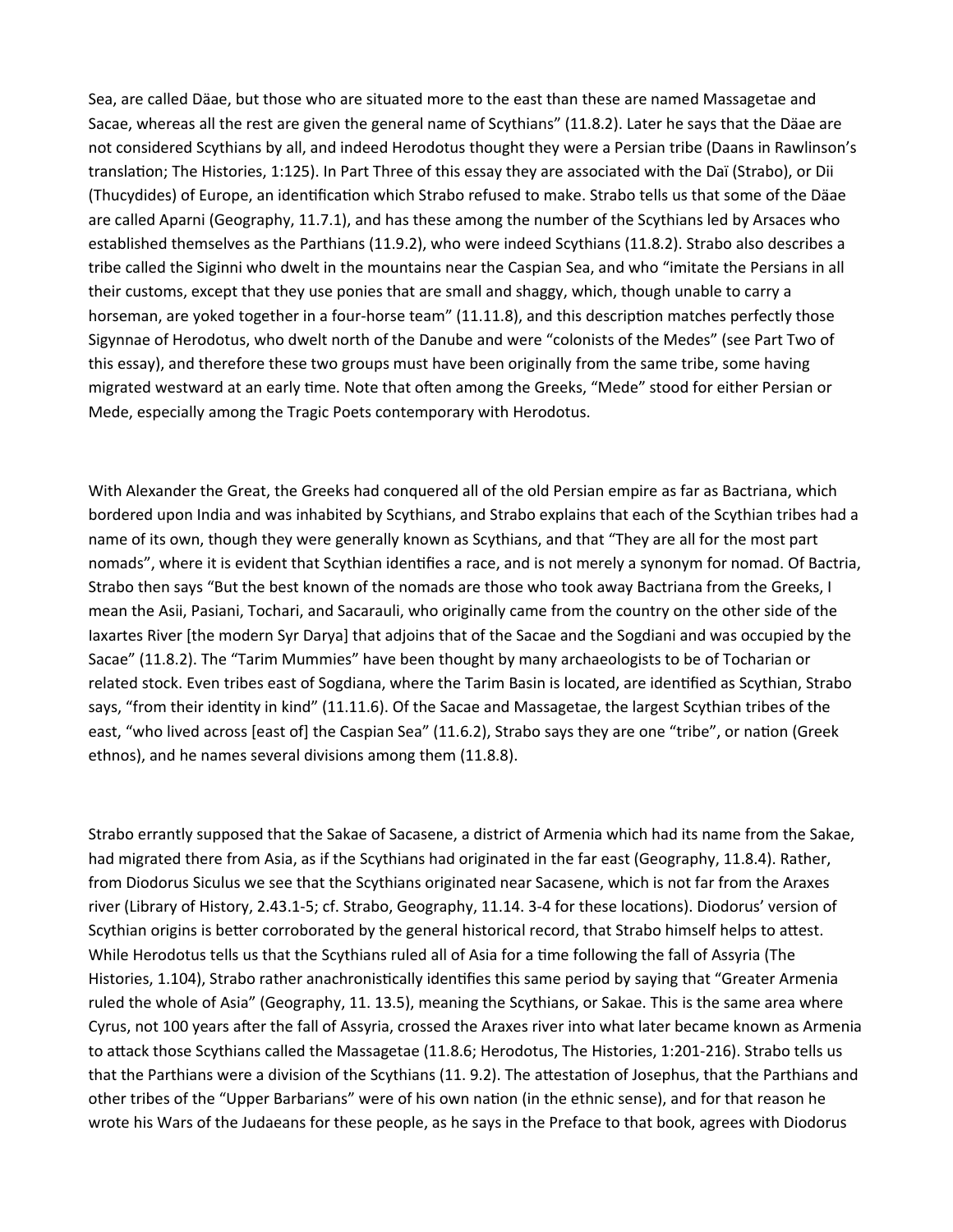Sea, are called Däae, but those who are situated more to the east than these are named Massagetae and Sacae, whereas all the rest are given the general name of Scythians" (11.8.2). Later he says that the Däae are not considered Scythians by all, and indeed Herodotus thought they were a Persian tribe (Daans in Rawlinson's translation; The Histories, 1:125). In Part Three of this essay they are associated with the Daï (Strabo), or Dii (Thucydides) of Europe, an identification which Strabo refused to make. Strabo tells us that some of the Däae are called Aparni (Geography, 11.7.1), and has these among the number of the Scythians led by Arsaces who established themselves as the Parthians (11.9.2), who were indeed Scythians (11.8.2). Strabo also describes a tribe called the Siginni who dwelt in the mountains near the Caspian Sea, and who "imitate the Persians in all their customs, except that they use ponies that are small and shaggy, which, though unable to carry a horseman, are yoked together in a four-horse team" (11.11.8), and this description matches perfectly those Sigynnae of Herodotus, who dwelt north of the Danube and were "colonists of the Medes" (see Part Two of this essay), and therefore these two groups must have been originally from the same tribe, some having migrated westward at an early time. Note that often among the Greeks, "Mede" stood for either Persian or Mede, especially among the Tragic Poets contemporary with Herodotus.

With Alexander the Great, the Greeks had conquered all of the old Persian empire as far as Bactriana, which bordered upon India and was inhabited by Scythians, and Strabo explains that each of the Scythian tribes had a name of its own, though they were generally known as Scythians, and that "They are all for the most part nomads", where it is evident that Scythian identifies a race, and is not merely a synonym for nomad. Of Bactria, Strabo then says "But the best known of the nomads are those who took away Bactriana from the Greeks, I mean the Asii, Pasiani, Tochari, and Sacarauli, who originally came from the country on the other side of the Iaxartes River [the modern Syr Darya] that adjoins that of the Sacae and the Sogdiani and was occupied by the Sacae" (11.8.2). The "Tarim Mummies" have been thought by many archaeologists to be of Tocharian or related stock. Even tribes east of Sogdiana, where the Tarim Basin is located, are identified as Scythian, Strabo says, "from their identity in kind" (11.11.6). Of the Sacae and Massagetae, the largest Scythian tribes of the east, "who lived across [east of] the Caspian Sea" (11.6.2), Strabo says they are one "tribe", or nation (Greek ethnos), and he names several divisions among them (11.8.8).

Strabo errantly supposed that the Sakae of Sacasene, a district of Armenia which had its name from the Sakae, had migrated there from Asia, as if the Scythians had originated in the far east (Geography, 11.8.4). Rather, from Diodorus Siculus we see that the Scythians originated near Sacasene, which is not far from the Araxes river (Library of History, 2.43.1-5; cf. Strabo, Geography, 11.14. 3-4 for these locations). Diodorus' version of Scythian origins is better corroborated by the general historical record, that Strabo himself helps to attest. While Herodotus tells us that the Scythians ruled all of Asia for a time following the fall of Assyria (The Histories, 1.104), Strabo rather anachronistically identifies this same period by saying that "Greater Armenia ruled the whole of Asia" (Geography, 11. 13.5), meaning the Scythians, or Sakae. This is the same area where Cyrus, not 100 years after the fall of Assyria, crossed the Araxes river into what later became known as Armenia to attack those Scythians called the Massagetae (11.8.6; Herodotus, The Histories, 1:201-216). Strabo tells us that the Parthians were a division of the Scythians (11. 9.2). The attestation of Josephus, that the Parthians and other tribes of the "Upper Barbarians" were of his own nation (in the ethnic sense), and for that reason he wrote his Wars of the Judaeans for these people, as he says in the Preface to that book, agrees with Diodorus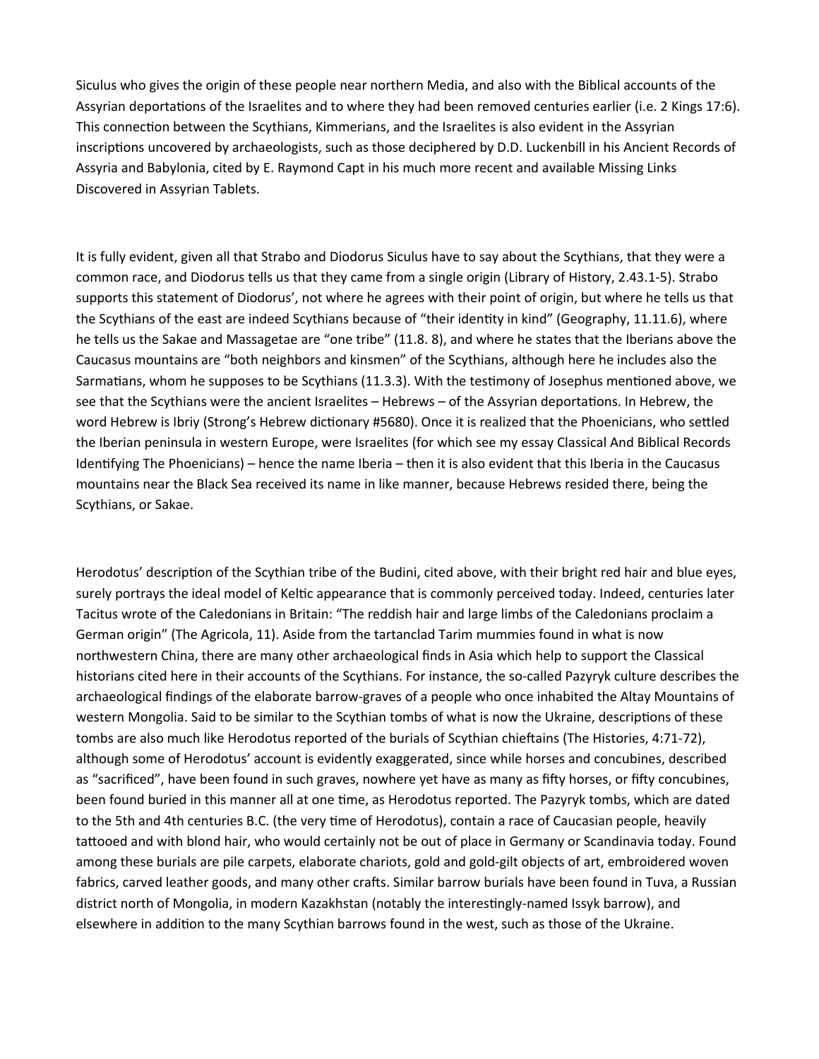Siculus who gives the origin of these people near northern Media, and also with the Biblical accounts of the Assyrian deportations of the Israelites and to where they had been removed centuries earlier (i.e. 2 Kings 17:6). This connection between the Scythians, Kimmerians, and the Israelites is also evident in the Assyrian inscriptions uncovered by archaeologists, such as those deciphered by D.D. Luckenbill in his Ancient Records of Assyria and Babylonia, cited by E. Raymond Capt in his much more recent and available Missing Links Discovered in Assyrian Tablets.

It is fully evident, given all that Strabo and Diodorus Siculus have to say about the Scythians, that they were a common race, and Diodorus tells us that they came from a single origin (Library of History, 2.43.1-5). Strabo supports this statement of Diodorus', not where he agrees with their point of origin, but where he tells us that the Scythians of the east are indeed Scythians because of "their identity in kind" (Geography, 11.11.6), where he tells us the Sakae and Massagetae are "one tribe" (11.8. 8), and where he states that the Iberians above the Caucasus mountains are "both neighbors and kinsmen" of the Scythians, although here he includes also the Sarmatians, whom he supposes to be Scythians (11.3.3). With the testimony of Josephus mentioned above, we see that the Scythians were the ancient Israelites – Hebrews – of the Assyrian deportations. In Hebrew, the word Hebrew is Ibriy (Strong's Hebrew dictionary #5680). Once it is realized that the Phoenicians, who settled the Iberian peninsula in western Europe, were Israelites (for which see my essay Classical And Biblical Records Identifying The Phoenicians) – hence the name Iberia – then it is also evident that this Iberia in the Caucasus mountains near the Black Sea received its name in like manner, because Hebrews resided there, being the Scythians, or Sakae.

Herodotus' description of the Scythian tribe of the Budini, cited above, with their bright red hair and blue eyes, surely portrays the ideal model of Keltic appearance that is commonly perceived today. Indeed, centuries later Tacitus wrote of the Caledonians in Britain: "The reddish hair and large limbs of the Caledonians proclaim a German origin" (The Agricola, 11). Aside from the tartanclad Tarim mummies found in what is now northwestern China, there are many other archaeological finds in Asia which help to support the Classical historians cited here in their accounts of the Scythians. For instance, the so-called Pazyryk culture describes the archaeological findings of the elaborate barrow-graves of a people who once inhabited the Altay Mountains of western Mongolia. Said to be similar to the Scythian tombs of what is now the Ukraine, descriptions of these tombs are also much like Herodotus reported of the burials of Scythian chieftains (The Histories, 4:71-72), although some of Herodotus' account is evidently exaggerated, since while horses and concubines, described as "sacrificed", have been found in such graves, nowhere yet have as many as fifty horses, or fifty concubines, been found buried in this manner all at one time, as Herodotus reported. The Pazyryk tombs, which are dated to the 5th and 4th centuries B.C. (the very time of Herodotus), contain a race of Caucasian people, heavily tattooed and with blond hair, who would certainly not be out of place in Germany or Scandinavia today. Found among these burials are pile carpets, elaborate chariots, gold and gold-gilt objects of art, embroidered woven fabrics, carved leather goods, and many other crafts. Similar barrow burials have been found in Tuva, a Russian district north of Mongolia, in modern Kazakhstan (notably the interestingly-named Issyk barrow), and elsewhere in addition to the many Scythian barrows found in the west, such as those of the Ukraine.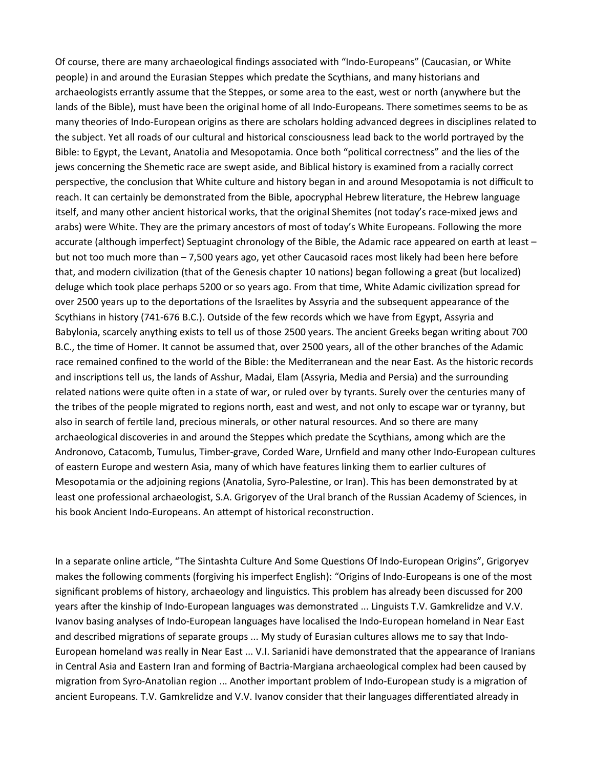Of course, there are many archaeological findings associated with "Indo-Europeans" (Caucasian, or White people) in and around the Eurasian Steppes which predate the Scythians, and many historians and archaeologists errantly assume that the Steppes, or some area to the east, west or north (anywhere but the lands of the Bible), must have been the original home of all Indo-Europeans. There sometimes seems to be as many theories of Indo-European origins as there are scholars holding advanced degrees in disciplines related to the subject. Yet all roads of our cultural and historical consciousness lead back to the world portrayed by the Bible: to Egypt, the Levant, Anatolia and Mesopotamia. Once both "political correctness" and the lies of the jews concerning the Shemetic race are swept aside, and Biblical history is examined from a racially correct perspective, the conclusion that White culture and history began in and around Mesopotamia is not difficult to reach. It can certainly be demonstrated from the Bible, apocryphal Hebrew literature, the Hebrew language itself, and many other ancient historical works, that the original Shemites (not today's race-mixed jews and arabs) were White. They are the primary ancestors of most of today's White Europeans. Following the more accurate (although imperfect) Septuagint chronology of the Bible, the Adamic race appeared on earth at least – but not too much more than – 7,500 years ago, yet other Caucasoid races most likely had been here before that, and modern civilization (that of the Genesis chapter 10 nations) began following a great (but localized) deluge which took place perhaps 5200 or so years ago. From that time, White Adamic civilization spread for over 2500 years up to the deportations of the Israelites by Assyria and the subsequent appearance of the Scythians in history (741-676 B.C.). Outside of the few records which we have from Egypt, Assyria and Babylonia, scarcely anything exists to tell us of those 2500 years. The ancient Greeks began writing about 700 B.C., the time of Homer. It cannot be assumed that, over 2500 years, all of the other branches of the Adamic race remained confined to the world of the Bible: the Mediterranean and the near East. As the historic records and inscriptions tell us, the lands of Asshur, Madai, Elam (Assyria, Media and Persia) and the surrounding related nations were quite often in a state of war, or ruled over by tyrants. Surely over the centuries many of the tribes of the people migrated to regions north, east and west, and not only to escape war or tyranny, but also in search of fertile land, precious minerals, or other natural resources. And so there are many archaeological discoveries in and around the Steppes which predate the Scythians, among which are the Andronovo, Catacomb, Tumulus, Timber-grave, Corded Ware, Urnfield and many other Indo-European cultures of eastern Europe and western Asia, many of which have features linking them to earlier cultures of Mesopotamia or the adjoining regions (Anatolia, Syro-Palestine, or Iran). This has been demonstrated by at least one professional archaeologist, S.A. Grigoryev of the Ural branch of the Russian Academy of Sciences, in his book Ancient Indo-Europeans. An attempt of historical reconstruction.

In a separate online article, "The Sintashta Culture And Some Questions Of Indo-European Origins", Grigoryev makes the following comments (forgiving his imperfect English): "Origins of Indo-Europeans is one of the most significant problems of history, archaeology and linguistics. This problem has already been discussed for 200 years after the kinship of Indo-European languages was demonstrated ... Linguists T.V. Gamkrelidze and V.V. Ivanov basing analyses of Indo-European languages have localised the Indo-European homeland in Near East and described migrations of separate groups ... My study of Eurasian cultures allows me to say that Indo-European homeland was really in Near East ... V.I. Sarianidi have demonstrated that the appearance of Iranians in Central Asia and Eastern Iran and forming of Bactria-Margiana archaeological complex had been caused by migration from Syro-Anatolian region ... Another important problem of Indo-European study is a migration of ancient Europeans. T.V. Gamkrelidze and V.V. Ivanov consider that their languages differentiated already in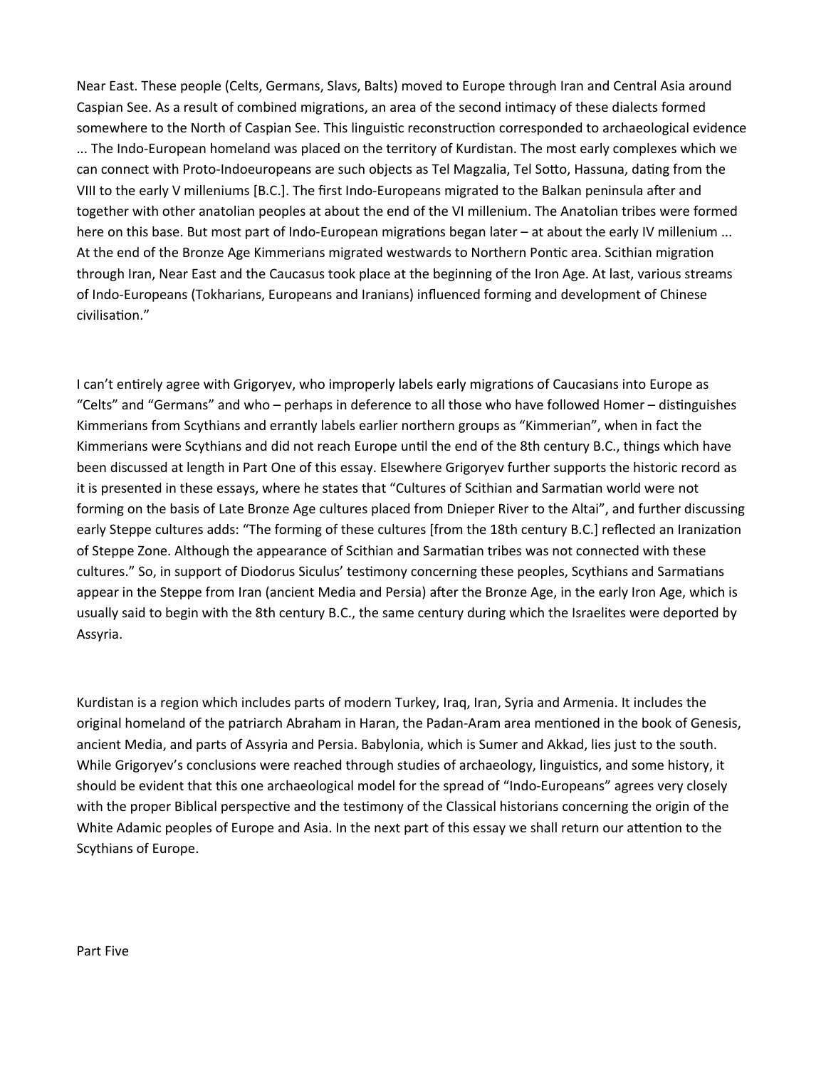Near East. These people (Celts, Germans, Slavs, Balts) moved to Europe through Iran and Central Asia around Caspian See. As a result of combined migrations, an area of the second intimacy of these dialects formed somewhere to the North of Caspian See. This linguistic reconstruction corresponded to archaeological evidence ... The Indo-European homeland was placed on the territory of Kurdistan. The most early complexes which we can connect with Proto-Indoeuropeans are such objects as Tel Magzalia, Tel Sotto, Hassuna, dating from the VIII to the early V milleniums [B.C.]. The first Indo-Europeans migrated to the Balkan peninsula after and together with other anatolian peoples at about the end of the VI millenium. The Anatolian tribes were formed here on this base. But most part of Indo-European migrations began later – at about the early IV millenium ... At the end of the Bronze Age Kimmerians migrated westwards to Northern Pontic area. Scithian migration through Iran, Near East and the Caucasus took place at the beginning of the Iron Age. At last, various streams of Indo-Europeans (Tokharians, Europeans and Iranians) influenced forming and development of Chinese civilisation."

I can't entirely agree with Grigoryev, who improperly labels early migrations of Caucasians into Europe as "Celts" and "Germans" and who – perhaps in deference to all those who have followed Homer – distinguishes Kimmerians from Scythians and errantly labels earlier northern groups as "Kimmerian", when in fact the Kimmerians were Scythians and did not reach Europe until the end of the 8th century B.C., things which have been discussed at length in Part One of this essay. Elsewhere Grigoryev further supports the historic record as it is presented in these essays, where he states that "Cultures of Scithian and Sarmatian world were not forming on the basis of Late Bronze Age cultures placed from Dnieper River to the Altai", and further discussing early Steppe cultures adds: "The forming of these cultures [from the 18th century B.C.] reflected an Iranization of Steppe Zone. Although the appearance of Scithian and Sarmatian tribes was not connected with these cultures." So, in support of Diodorus Siculus' testimony concerning these peoples, Scythians and Sarmatians appear in the Steppe from Iran (ancient Media and Persia) after the Bronze Age, in the early Iron Age, which is usually said to begin with the 8th century B.C., the same century during which the Israelites were deported by Assyria.

Kurdistan is a region which includes parts of modern Turkey, Iraq, Iran, Syria and Armenia. It includes the original homeland of the patriarch Abraham in Haran, the Padan-Aram area mentioned in the book of Genesis, ancient Media, and parts of Assyria and Persia. Babylonia, which is Sumer and Akkad, lies just to the south. While Grigoryev's conclusions were reached through studies of archaeology, linguistics, and some history, it should be evident that this one archaeological model for the spread of "Indo-Europeans" agrees very closely with the proper Biblical perspective and the testimony of the Classical historians concerning the origin of the White Adamic peoples of Europe and Asia. In the next part of this essay we shall return our attention to the Scythians of Europe.

## Part Five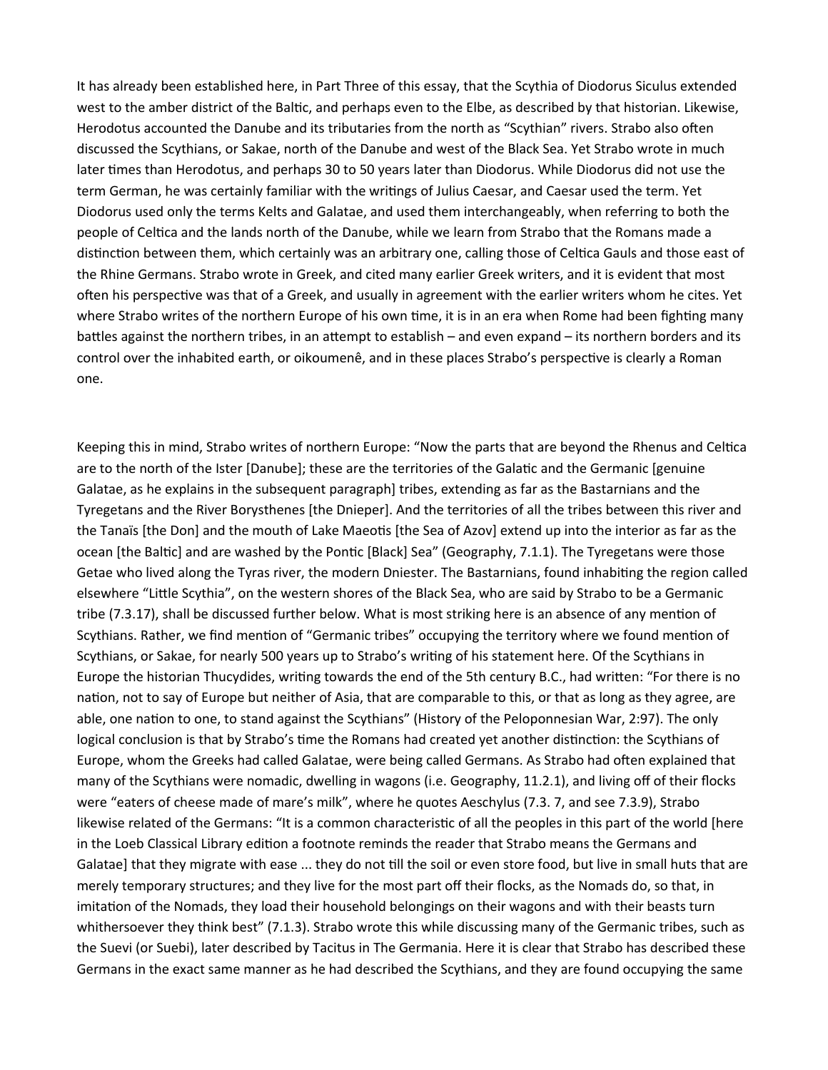It has already been established here, in Part Three of this essay, that the Scythia of Diodorus Siculus extended west to the amber district of the Baltic, and perhaps even to the Elbe, as described by that historian. Likewise, Herodotus accounted the Danube and its tributaries from the north as "Scythian" rivers. Strabo also often discussed the Scythians, or Sakae, north of the Danube and west of the Black Sea. Yet Strabo wrote in much later times than Herodotus, and perhaps 30 to 50 years later than Diodorus. While Diodorus did not use the term German, he was certainly familiar with the writings of Julius Caesar, and Caesar used the term. Yet Diodorus used only the terms Kelts and Galatae, and used them interchangeably, when referring to both the people of Celtica and the lands north of the Danube, while we learn from Strabo that the Romans made a distinction between them, which certainly was an arbitrary one, calling those of Celtica Gauls and those east of the Rhine Germans. Strabo wrote in Greek, and cited many earlier Greek writers, and it is evident that most often his perspective was that of a Greek, and usually in agreement with the earlier writers whom he cites. Yet where Strabo writes of the northern Europe of his own time, it is in an era when Rome had been fighting many battles against the northern tribes, in an attempt to establish – and even expand – its northern borders and its control over the inhabited earth, or oikoumenê, and in these places Strabo's perspective is clearly a Roman one.

Keeping this in mind, Strabo writes of northern Europe: "Now the parts that are beyond the Rhenus and Celtica are to the north of the Ister [Danube]; these are the territories of the Galatic and the Germanic [genuine Galatae, as he explains in the subsequent paragraph] tribes, extending as far as the Bastarnians and the Tyregetans and the River Borysthenes [the Dnieper]. And the territories of all the tribes between this river and the Tanaïs [the Don] and the mouth of Lake Maeotis [the Sea of Azov] extend up into the interior as far as the ocean [the Baltic] and are washed by the Pontic [Black] Sea" (Geography, 7.1.1). The Tyregetans were those Getae who lived along the Tyras river, the modern Dniester. The Bastarnians, found inhabiting the region called elsewhere "Little Scythia", on the western shores of the Black Sea, who are said by Strabo to be a Germanic tribe (7.3.17), shall be discussed further below. What is most striking here is an absence of any mention of Scythians. Rather, we find mention of "Germanic tribes" occupying the territory where we found mention of Scythians, or Sakae, for nearly 500 years up to Strabo's writing of his statement here. Of the Scythians in Europe the historian Thucydides, writing towards the end of the 5th century B.C., had written: "For there is no nation, not to say of Europe but neither of Asia, that are comparable to this, or that as long as they agree, are able, one nation to one, to stand against the Scythians" (History of the Peloponnesian War, 2:97). The only logical conclusion is that by Strabo's time the Romans had created yet another distinction: the Scythians of Europe, whom the Greeks had called Galatae, were being called Germans. As Strabo had often explained that many of the Scythians were nomadic, dwelling in wagons (i.e. Geography, 11.2.1), and living off of their flocks were "eaters of cheese made of mare's milk", where he quotes Aeschylus (7.3. 7, and see 7.3.9), Strabo likewise related of the Germans: "It is a common characteristic of all the peoples in this part of the world [here in the Loeb Classical Library edition a footnote reminds the reader that Strabo means the Germans and Galatae] that they migrate with ease ... they do not till the soil or even store food, but live in small huts that are merely temporary structures; and they live for the most part off their flocks, as the Nomads do, so that, in imitation of the Nomads, they load their household belongings on their wagons and with their beasts turn whithersoever they think best" (7.1.3). Strabo wrote this while discussing many of the Germanic tribes, such as the Suevi (or Suebi), later described by Tacitus in The Germania. Here it is clear that Strabo has described these Germans in the exact same manner as he had described the Scythians, and they are found occupying the same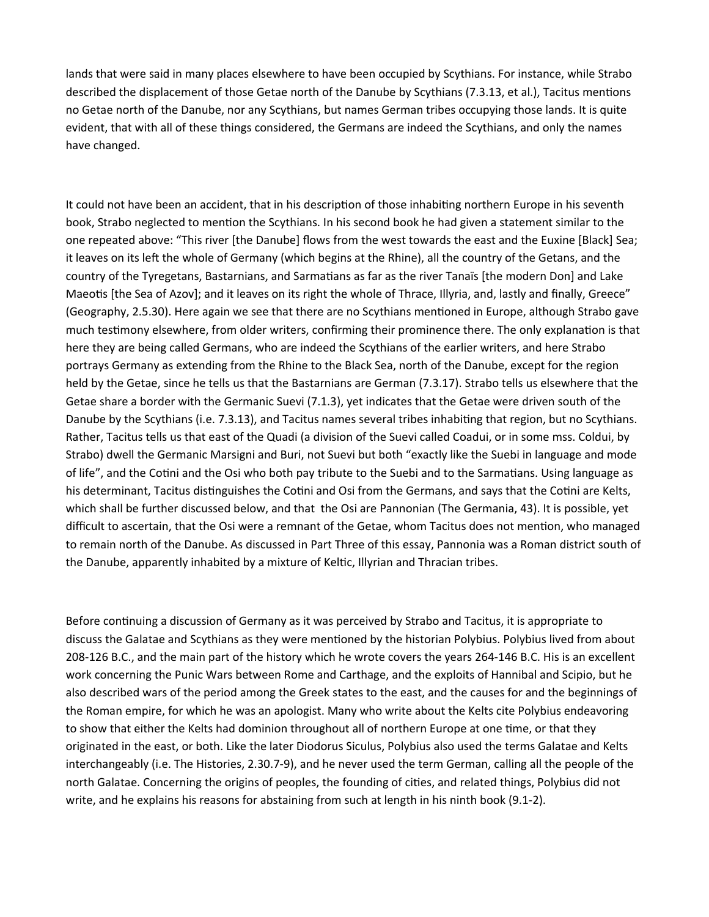lands that were said in many places elsewhere to have been occupied by Scythians. For instance, while Strabo described the displacement of those Getae north of the Danube by Scythians (7.3.13, et al.), Tacitus mentions no Getae north of the Danube, nor any Scythians, but names German tribes occupying those lands. It is quite evident, that with all of these things considered, the Germans are indeed the Scythians, and only the names have changed.

It could not have been an accident, that in his description of those inhabiting northern Europe in his seventh book, Strabo neglected to mention the Scythians. In his second book he had given a statement similar to the one repeated above: "This river [the Danube] flows from the west towards the east and the Euxine [Black] Sea; it leaves on its left the whole of Germany (which begins at the Rhine), all the country of the Getans, and the country of the Tyregetans, Bastarnians, and Sarmatians as far as the river Tanaïs [the modern Don] and Lake Maeotis [the Sea of Azov]; and it leaves on its right the whole of Thrace, Illyria, and, lastly and finally, Greece" (Geography, 2.5.30). Here again we see that there are no Scythians mentioned in Europe, although Strabo gave much testimony elsewhere, from older writers, confirming their prominence there. The only explanation is that here they are being called Germans, who are indeed the Scythians of the earlier writers, and here Strabo portrays Germany as extending from the Rhine to the Black Sea, north of the Danube, except for the region held by the Getae, since he tells us that the Bastarnians are German (7.3.17). Strabo tells us elsewhere that the Getae share a border with the Germanic Suevi (7.1.3), yet indicates that the Getae were driven south of the Danube by the Scythians (i.e. 7.3.13), and Tacitus names several tribes inhabiting that region, but no Scythians. Rather, Tacitus tells us that east of the Quadi (a division of the Suevi called Coadui, or in some mss. Coldui, by Strabo) dwell the Germanic Marsigni and Buri, not Suevi but both "exactly like the Suebi in language and mode of life", and the Cotini and the Osi who both pay tribute to the Suebi and to the Sarmatians. Using language as his determinant, Tacitus distinguishes the Cotini and Osi from the Germans, and says that the Cotini are Kelts, which shall be further discussed below, and that the Osi are Pannonian (The Germania, 43). It is possible, yet difficult to ascertain, that the Osi were a remnant of the Getae, whom Tacitus does not mention, who managed to remain north of the Danube. As discussed in Part Three of this essay, Pannonia was a Roman district south of the Danube, apparently inhabited by a mixture of Keltic, Illyrian and Thracian tribes.

Before continuing a discussion of Germany as it was perceived by Strabo and Tacitus, it is appropriate to discuss the Galatae and Scythians as they were mentioned by the historian Polybius. Polybius lived from about 208-126 B.C., and the main part of the history which he wrote covers the years 264-146 B.C. His is an excellent work concerning the Punic Wars between Rome and Carthage, and the exploits of Hannibal and Scipio, but he also described wars of the period among the Greek states to the east, and the causes for and the beginnings of the Roman empire, for which he was an apologist. Many who write about the Kelts cite Polybius endeavoring to show that either the Kelts had dominion throughout all of northern Europe at one time, or that they originated in the east, or both. Like the later Diodorus Siculus, Polybius also used the terms Galatae and Kelts interchangeably (i.e. The Histories, 2.30.7-9), and he never used the term German, calling all the people of the north Galatae. Concerning the origins of peoples, the founding of cities, and related things, Polybius did not write, and he explains his reasons for abstaining from such at length in his ninth book (9.1-2).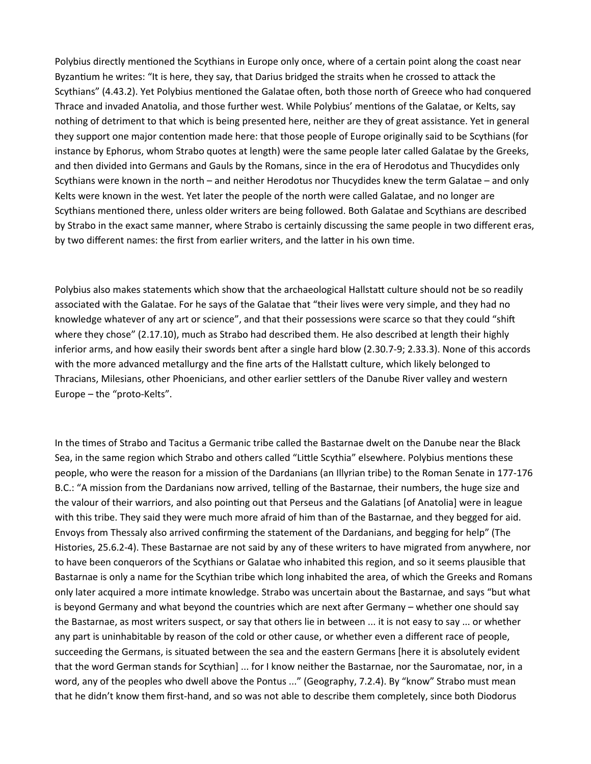Polybius directly mentioned the Scythians in Europe only once, where of a certain point along the coast near Byzantium he writes: “It is here, they say, that Darius bridged the straits when he crossed to attack the Scythians” (4.43.2). Yet Polybius mentioned the Galatae often, both those north of Greece who had conquered Thrace and invaded Anatolia, and those further west. While Polybius’ mentions of the Galatae, or Kelts, say nothing of detriment to that which is being presented here, neither are they of great assistance. Yet in general they support one major contention made here: that those people of Europe originally said to be Scythians (for instance by Ephorus, whom Strabo quotes at length) were the same people later called Galatae by the Greeks, and then divided into Germans and Gauls by the Romans, since in the era of Herodotus and Thucydides only Scythians were known in the north – and neither Herodotus nor Thucydides knew the term Galatae – and only Kelts were known in the west. Yet later the people of the north were called Galatae, and no longer are Scythians mentioned there, unless older writers are being followed. Both Galatae and Scythians are described by Strabo in the exact same manner, where Strabo is certainly discussing the same people in two different eras, by two different names: the first from earlier writers, and the latter in his own time.

Polybius also makes statements which show that the archaeological Hallstatt culture should not be so readily associated with the Galatae. For he says of the Galatae that “their lives were very simple, and they had no knowledge whatever of any art or science”, and that their possessions were scarce so that they could “shift where they chose” (2.17.10), much as Strabo had described them. He also described at length their highly inferior arms, and how easily their swords bent after a single hard blow (2.30.7-9; 2.33.3). None of this accords with the more advanced metallurgy and the fine arts of the Hallstatt culture, which likely belonged to Thracians, Milesians, other Phoenicians, and other earlier settlers of the Danube River valley and western Europe – the “proto-Kelts”.

In the times of Strabo and Tacitus a Germanic tribe called the Bastarnae dwelt on the Danube near the Black Sea, in the same region which Strabo and others called “Little Scythia” elsewhere. Polybius mentions these people, who were the reason for a mission of the Dardanians (an Illyrian tribe) to the Roman Senate in 177-176 B.C.: “A mission from the Dardanians now arrived, telling of the Bastarnae, their numbers, the huge size and the valour of their warriors, and also pointing out that Perseus and the Galatians [of Anatolia] were in league with this tribe. They said they were much more afraid of him than of the Bastarnae, and they begged for aid. Envoys from Thessaly also arrived confirming the statement of the Dardanians, and begging for help” (The Histories, 25.6.2-4). These Bastarnae are not said by any of these writers to have migrated from anywhere, nor to have been conquerors of the Scythians or Galatae who inhabited this region, and so it seems plausible that Bastarnae is only a name for the Scythian tribe which long inhabited the area, of which the Greeks and Romans only later acquired a more intimate knowledge. Strabo was uncertain about the Bastarnae, and says “but what is beyond Germany and what beyond the countries which are next after Germany – whether one should say the Bastarnae, as most writers suspect, or say that others lie in between ... it is not easy to say ... or whether any part is uninhabitable by reason of the cold or other cause, or whether even a different race of people, succeeding the Germans, is situated between the sea and the eastern Germans [here it is absolutely evident that the word German stands for Scythian] ... for I know neither the Bastarnae, nor the Sauromatae, nor, in a word, any of the peoples who dwell above the Pontus ...” (Geography, 7.2.4). By “know” Strabo must mean that he didn’t know them first-hand, and so was not able to describe them completely, since both Diodorus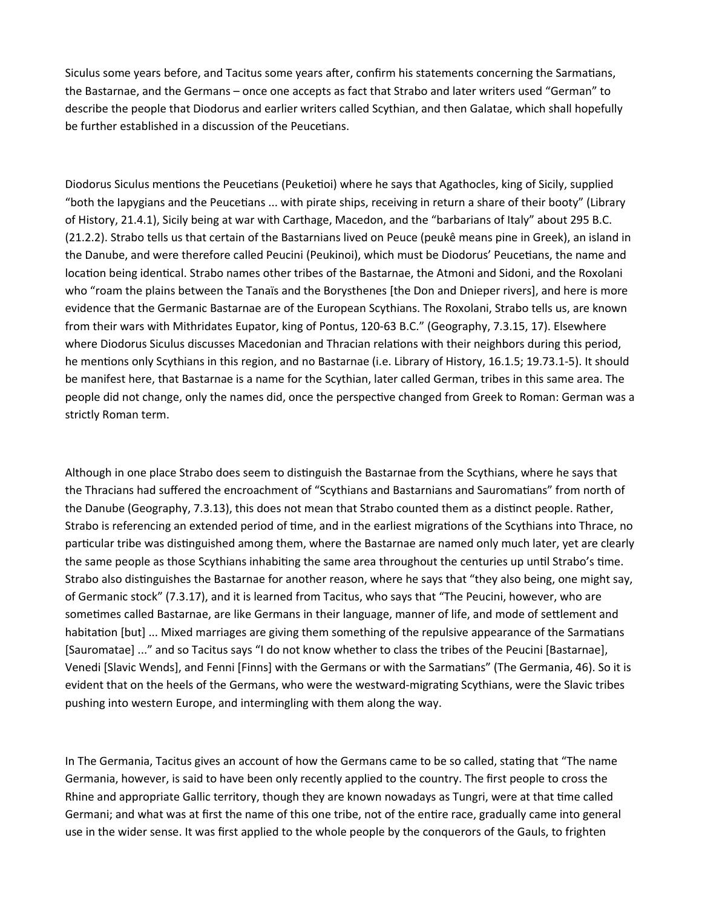Siculus some years before, and Tacitus some years after, confirm his statements concerning the Sarmatians, the Bastarnae, and the Germans – once one accepts as fact that Strabo and later writers used "German" to describe the people that Diodorus and earlier writers called Scythian, and then Galatae, which shall hopefully be further established in a discussion of the Peucetians.

Diodorus Siculus mentions the Peucetians (Peuketioi) where he says that Agathocles, king of Sicily, supplied "both the Iapygians and the Peucetians ... with pirate ships, receiving in return a share of their booty" (Library of History, 21.4.1), Sicily being at war with Carthage, Macedon, and the "barbarians of Italy" about 295 B.C. (21.2.2). Strabo tells us that certain of the Bastarnians lived on Peuce (peukê means pine in Greek), an island in the Danube, and were therefore called Peucini (Peukinoi), which must be Diodorus' Peucetians, the name and location being identical. Strabo names other tribes of the Bastarnae, the Atmoni and Sidoni, and the Roxolani who "roam the plains between the Tanaïs and the Borysthenes [the Don and Dnieper rivers], and here is more evidence that the Germanic Bastarnae are of the European Scythians. The Roxolani, Strabo tells us, are known from their wars with Mithridates Eupator, king of Pontus, 120-63 B.C." (Geography, 7.3.15, 17). Elsewhere where Diodorus Siculus discusses Macedonian and Thracian relations with their neighbors during this period, he mentions only Scythians in this region, and no Bastarnae (i.e. Library of History, 16.1.5; 19.73.1-5). It should be manifest here, that Bastarnae is a name for the Scythian, later called German, tribes in this same area. The people did not change, only the names did, once the perspective changed from Greek to Roman: German was a strictly Roman term.

Although in one place Strabo does seem to distinguish the Bastarnae from the Scythians, where he says that the Thracians had suffered the encroachment of "Scythians and Bastarnians and Sauromatians" from north of the Danube (Geography, 7.3.13), this does not mean that Strabo counted them as a distinct people. Rather, Strabo is referencing an extended period of time, and in the earliest migrations of the Scythians into Thrace, no particular tribe was distinguished among them, where the Bastarnae are named only much later, yet are clearly the same people as those Scythians inhabiting the same area throughout the centuries up until Strabo's time. Strabo also distinguishes the Bastarnae for another reason, where he says that "they also being, one might say, of Germanic stock" (7.3.17), and it is learned from Tacitus, who says that "The Peucini, however, who are sometimes called Bastarnae, are like Germans in their language, manner of life, and mode of settlement and habitation [but] ... Mixed marriages are giving them something of the repulsive appearance of the Sarmatians [Sauromatae] ..." and so Tacitus says "I do not know whether to class the tribes of the Peucini [Bastarnae], Venedi [Slavic Wends], and Fenni [Finns] with the Germans or with the Sarmatians" (The Germania, 46). So it is evident that on the heels of the Germans, who were the westward-migrating Scythians, were the Slavic tribes pushing into western Europe, and intermingling with them along the way.

In The Germania, Tacitus gives an account of how the Germans came to be so called, stating that "The name Germania, however, is said to have been only recently applied to the country. The first people to cross the Rhine and appropriate Gallic territory, though they are known nowadays as Tungri, were at that time called Germani; and what was at first the name of this one tribe, not of the entire race, gradually came into general use in the wider sense. It was first applied to the whole people by the conquerors of the Gauls, to frighten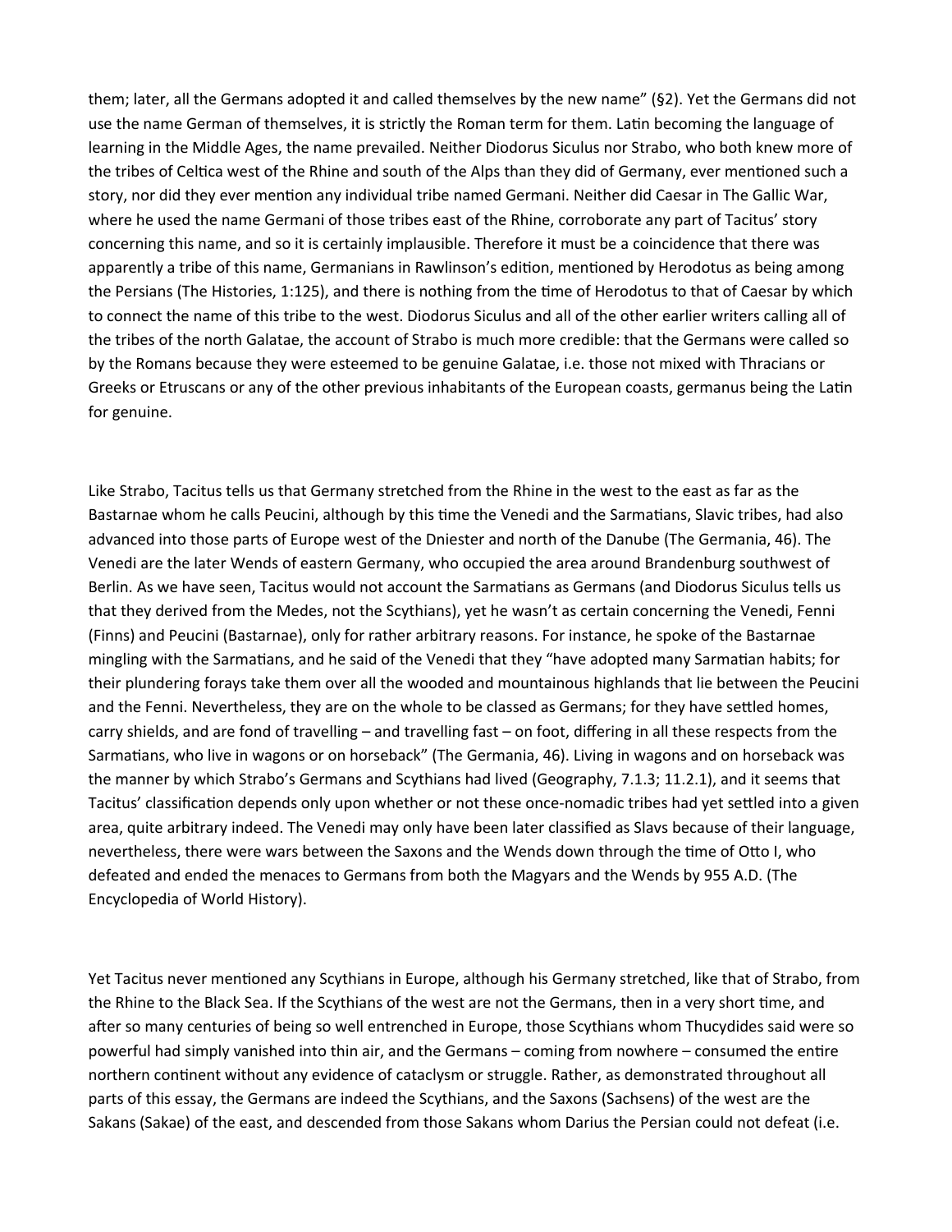them; later, all the Germans adopted it and called themselves by the new name" (§2). Yet the Germans did not use the name German of themselves, it is strictly the Roman term for them. Latin becoming the language of learning in the Middle Ages, the name prevailed. Neither Diodorus Siculus nor Strabo, who both knew more of the tribes of Celtica west of the Rhine and south of the Alps than they did of Germany, ever mentioned such a story, nor did they ever mention any individual tribe named Germani. Neither did Caesar in The Gallic War, where he used the name Germani of those tribes east of the Rhine, corroborate any part of Tacitus' story concerning this name, and so it is certainly implausible. Therefore it must be a coincidence that there was apparently a tribe of this name, Germanians in Rawlinson's edition, mentioned by Herodotus as being among the Persians (The Histories, 1:125), and there is nothing from the time of Herodotus to that of Caesar by which to connect the name of this tribe to the west. Diodorus Siculus and all of the other earlier writers calling all of the tribes of the north Galatae, the account of Strabo is much more credible: that the Germans were called so by the Romans because they were esteemed to be genuine Galatae, i.e. those not mixed with Thracians or Greeks or Etruscans or any of the other previous inhabitants of the European coasts, germanus being the Latin for genuine.

Like Strabo, Tacitus tells us that Germany stretched from the Rhine in the west to the east as far as the Bastarnae whom he calls Peucini, although by this time the Venedi and the Sarmatians, Slavic tribes, had also advanced into those parts of Europe west of the Dniester and north of the Danube (The Germania, 46). The Venedi are the later Wends of eastern Germany, who occupied the area around Brandenburg southwest of Berlin. As we have seen, Tacitus would not account the Sarmatians as Germans (and Diodorus Siculus tells us that they derived from the Medes, not the Scythians), yet he wasn't as certain concerning the Venedi, Fenni (Finns) and Peucini (Bastarnae), only for rather arbitrary reasons. For instance, he spoke of the Bastarnae mingling with the Sarmatians, and he said of the Venedi that they "have adopted many Sarmatian habits; for their plundering forays take them over all the wooded and mountainous highlands that lie between the Peucini and the Fenni. Nevertheless, they are on the whole to be classed as Germans; for they have settled homes, carry shields, and are fond of travelling – and travelling fast – on foot, differing in all these respects from the Sarmatians, who live in wagons or on horseback" (The Germania, 46). Living in wagons and on horseback was the manner by which Strabo's Germans and Scythians had lived (Geography, 7.1.3; 11.2.1), and it seems that Tacitus' classification depends only upon whether or not these once-nomadic tribes had yet settled into a given area, quite arbitrary indeed. The Venedi may only have been later classified as Slavs because of their language, nevertheless, there were wars between the Saxons and the Wends down through the time of Otto I, who defeated and ended the menaces to Germans from both the Magyars and the Wends by 955 A.D. (The Encyclopedia of World History).

Yet Tacitus never mentioned any Scythians in Europe, although his Germany stretched, like that of Strabo, from the Rhine to the Black Sea. If the Scythians of the west are not the Germans, then in a very short time, and after so many centuries of being so well entrenched in Europe, those Scythians whom Thucydides said were so powerful had simply vanished into thin air, and the Germans – coming from nowhere – consumed the entire northern continent without any evidence of cataclysm or struggle. Rather, as demonstrated throughout all parts of this essay, the Germans are indeed the Scythians, and the Saxons (Sachsens) of the west are the Sakans (Sakae) of the east, and descended from those Sakans whom Darius the Persian could not defeat (i.e.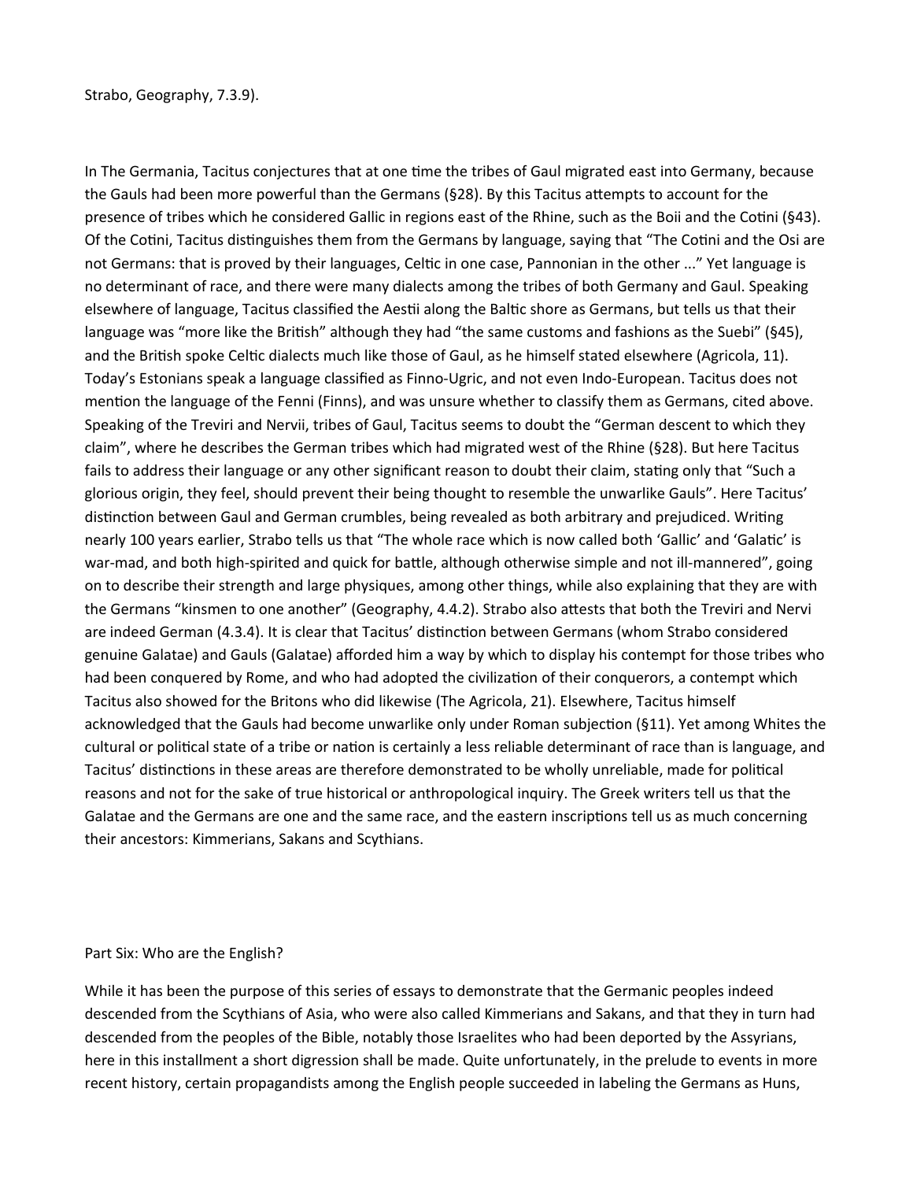Strabo, Geography, 7.3.9).

In The Germania, Tacitus conjectures that at one time the tribes of Gaul migrated east into Germany, because the Gauls had been more powerful than the Germans (§28). By this Tacitus attempts to account for the presence of tribes which he considered Gallic in regions east of the Rhine, such as the Boii and the Cotini (§43). Of the Cotini, Tacitus distinguishes them from the Germans by language, saying that "The Cotini and the Osi are not Germans: that is proved by their languages, Celtic in one case, Pannonian in the other ..." Yet language is no determinant of race, and there were many dialects among the tribes of both Germany and Gaul. Speaking elsewhere of language, Tacitus classified the Aestii along the Baltic shore as Germans, but tells us that their language was "more like the British" although they had "the same customs and fashions as the Suebi" (§45), and the British spoke Celtic dialects much like those of Gaul, as he himself stated elsewhere (Agricola, 11). Today's Estonians speak a language classified as Finno-Ugric, and not even Indo-European. Tacitus does not mention the language of the Fenni (Finns), and was unsure whether to classify them as Germans, cited above. Speaking of the Treviri and Nervii, tribes of Gaul, Tacitus seems to doubt the "German descent to which they claim", where he describes the German tribes which had migrated west of the Rhine (§28). But here Tacitus fails to address their language or any other significant reason to doubt their claim, stating only that "Such a glorious origin, they feel, should prevent their being thought to resemble the unwarlike Gauls". Here Tacitus' distinction between Gaul and German crumbles, being revealed as both arbitrary and prejudiced. Writing nearly 100 years earlier, Strabo tells us that "The whole race which is now called both 'Gallic' and 'Galatic' is war-mad, and both high-spirited and quick for battle, although otherwise simple and not ill-mannered", going on to describe their strength and large physiques, among other things, while also explaining that they are with the Germans "kinsmen to one another" (Geography, 4.4.2). Strabo also attests that both the Treviri and Nervi are indeed German (4.3.4). It is clear that Tacitus' distinction between Germans (whom Strabo considered genuine Galatae) and Gauls (Galatae) afforded him a way by which to display his contempt for those tribes who had been conquered by Rome, and who had adopted the civilization of their conquerors, a contempt which Tacitus also showed for the Britons who did likewise (The Agricola, 21). Elsewhere, Tacitus himself acknowledged that the Gauls had become unwarlike only under Roman subjection (§11). Yet among Whites the cultural or political state of a tribe or nation is certainly a less reliable determinant of race than is language, and Tacitus' distinctions in these areas are therefore demonstrated to be wholly unreliable, made for political reasons and not for the sake of true historical or anthropological inquiry. The Greek writers tell us that the Galatae and the Germans are one and the same race, and the eastern inscriptions tell us as much concerning their ancestors: Kimmerians, Sakans and Scythians.

## Part Six: Who are the English?

While it has been the purpose of this series of essays to demonstrate that the Germanic peoples indeed descended from the Scythians of Asia, who were also called Kimmerians and Sakans, and that they in turn had descended from the peoples of the Bible, notably those Israelites who had been deported by the Assyrians, here in this installment a short digression shall be made. Quite unfortunately, in the prelude to events in more recent history, certain propagandists among the English people succeeded in labeling the Germans as Huns,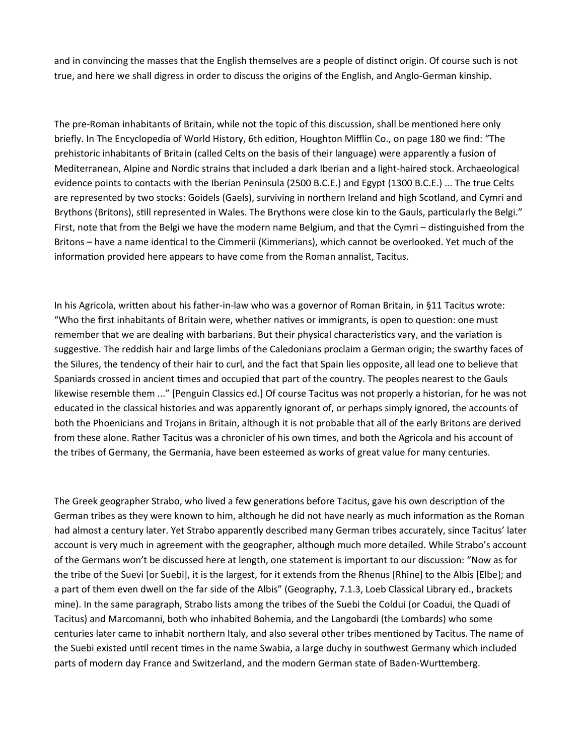and in convincing the masses that the English themselves are a people of distinct origin. Of course such is not true, and here we shall digress in order to discuss the origins of the English, and Anglo-German kinship.

The pre-Roman inhabitants of Britain, while not the topic of this discussion, shall be mentioned here only briefly. In The Encyclopedia of World History, 6th edition, Houghton Mifflin Co., on page 180 we find: "The prehistoric inhabitants of Britain (called Celts on the basis of their language) were apparently a fusion of Mediterranean, Alpine and Nordic strains that included a dark Iberian and a light-haired stock. Archaeological evidence points to contacts with the Iberian Peninsula (2500 B.C.E.) and Egypt (1300 B.C.E.) ... The true Celts are represented by two stocks: Goidels (Gaels), surviving in northern Ireland and high Scotland, and Cymri and Brythons (Britons), still represented in Wales. The Brythons were close kin to the Gauls, particularly the Belgi." First, note that from the Belgi we have the modern name Belgium, and that the Cymri – distinguished from the Britons – have a name identical to the Cimmerii (Kimmerians), which cannot be overlooked. Yet much of the information provided here appears to have come from the Roman annalist, Tacitus.

In his Agricola, written about his father-in-law who was a governor of Roman Britain, in §11 Tacitus wrote: "Who the first inhabitants of Britain were, whether natives or immigrants, is open to question: one must remember that we are dealing with barbarians. But their physical characteristics vary, and the variation is suggestive. The reddish hair and large limbs of the Caledonians proclaim a German origin; the swarthy faces of the Silures, the tendency of their hair to curl, and the fact that Spain lies opposite, all lead one to believe that Spaniards crossed in ancient times and occupied that part of the country. The peoples nearest to the Gauls likewise resemble them ..." [Penguin Classics ed.] Of course Tacitus was not properly a historian, for he was not educated in the classical histories and was apparently ignorant of, or perhaps simply ignored, the accounts of both the Phoenicians and Trojans in Britain, although it is not probable that all of the early Britons are derived from these alone. Rather Tacitus was a chronicler of his own times, and both the Agricola and his account of the tribes of Germany, the Germania, have been esteemed as works of great value for many centuries.

The Greek geographer Strabo, who lived a few generations before Tacitus, gave his own description of the German tribes as they were known to him, although he did not have nearly as much information as the Roman had almost a century later. Yet Strabo apparently described many German tribes accurately, since Tacitus' later account is very much in agreement with the geographer, although much more detailed. While Strabo's account of the Germans won't be discussed here at length, one statement is important to our discussion: "Now as for the tribe of the Suevi [or Suebi], it is the largest, for it extends from the Rhenus [Rhine] to the Albis [Elbe]; and a part of them even dwell on the far side of the Albis" (Geography, 7.1.3, Loeb Classical Library ed., brackets mine). In the same paragraph, Strabo lists among the tribes of the Suebi the Coldui (or Coadui, the Quadi of Tacitus) and Marcomanni, both who inhabited Bohemia, and the Langobardi (the Lombards) who some centuries later came to inhabit northern Italy, and also several other tribes mentioned by Tacitus. The name of the Suebi existed until recent times in the name Swabia, a large duchy in southwest Germany which included parts of modern day France and Switzerland, and the modern German state of Baden-Wurttemberg.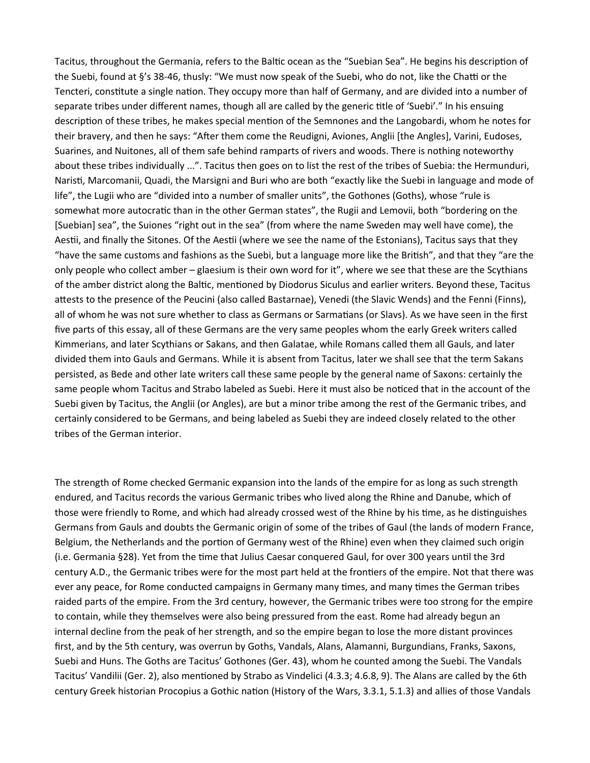Tacitus, throughout the Germania, refers to the Baltic ocean as the “Suebian Sea”. He begins his description of the Suebi, found at §’s 38-46, thusly: “We must now speak of the Suebi, who do not, like the Chatti or the Tencteri, constitute a single nation. They occupy more than half of Germany, and are divided into a number of separate tribes under different names, though all are called by the generic title of ‘Suebi’.” In his ensuing description of these tribes, he makes special mention of the Semnones and the Langobardi, whom he notes for their bravery, and then he says: “After them come the Reudigni, Aviones, Anglii [the Angles], Varini, Eudoses, Suarines, and Nuitones, all of them safe behind ramparts of rivers and woods. There is nothing noteworthy about these tribes individually ...”. Tacitus then goes on to list the rest of the tribes of Suebia: the Hermunduri, Naristi, Marcomanii, Quadi, the Marsigni and Buri who are both “exactly like the Suebi in language and mode of life”, the Lugii who are “divided into a number of smaller units”, the Gothones (Goths), whose “rule is somewhat more autocratic than in the other German states”, the Rugii and Lemovii, both “bordering on the [Suebian] sea”, the Suiones “right out in the sea” (from where the name Sweden may well have come), the Aestii, and finally the Sitones. Of the Aestii (where we see the name of the Estonians), Tacitus says that they “have the same customs and fashions as the Suebi, but a language more like the British”, and that they “are the only people who collect amber – glaesium is their own word for it”, where we see that these are the Scythians of the amber district along the Baltic, mentioned by Diodorus Siculus and earlier writers. Beyond these, Tacitus attests to the presence of the Peucini (also called Bastarnae), Venedi (the Slavic Wends) and the Fenni (Finns), all of whom he was not sure whether to class as Germans or Sarmatians (or Slavs). As we have seen in the first five parts of this essay, all of these Germans are the very same peoples whom the early Greek writers called Kimmerians, and later Scythians or Sakans, and then Galatae, while Romans called them all Gauls, and later divided them into Gauls and Germans. While it is absent from Tacitus, later we shall see that the term Sakans persisted, as Bede and other late writers call these same people by the general name of Saxons: certainly the same people whom Tacitus and Strabo labeled as Suebi. Here it must also be noticed that in the account of the Suebi given by Tacitus, the Anglii (or Angles), are but a minor tribe among the rest of the Germanic tribes, and certainly considered to be Germans, and being labeled as Suebi they are indeed closely related to the other tribes of the German interior.

The strength of Rome checked Germanic expansion into the lands of the empire for as long as such strength endured, and Tacitus records the various Germanic tribes who lived along the Rhine and Danube, which of those were friendly to Rome, and which had already crossed west of the Rhine by his time, as he distinguishes Germans from Gauls and doubts the Germanic origin of some of the tribes of Gaul (the lands of modern France, Belgium, the Netherlands and the portion of Germany west of the Rhine) even when they claimed such origin (i.e. Germania §28). Yet from the time that Julius Caesar conquered Gaul, for over 300 years until the 3rd century A.D., the Germanic tribes were for the most part held at the frontiers of the empire. Not that there was ever any peace, for Rome conducted campaigns in Germany many times, and many times the German tribes raided parts of the empire. From the 3rd century, however, the Germanic tribes were too strong for the empire to contain, while they themselves were also being pressured from the east. Rome had already begun an internal decline from the peak of her strength, and so the empire began to lose the more distant provinces first, and by the 5th century, was overrun by Goths, Vandals, Alans, Alamanni, Burgundians, Franks, Saxons, Suebi and Huns. The Goths are Tacitus’ Gothones (Ger. 43), whom he counted among the Suebi. The Vandals Tacitus’ Vandilii (Ger. 2), also mentioned by Strabo as Vindelici (4.3.3; 4.6.8, 9). The Alans are called by the 6th century Greek historian Procopius a Gothic nation (History of the Wars, 3.3.1, 5.1.3) and allies of those Vandals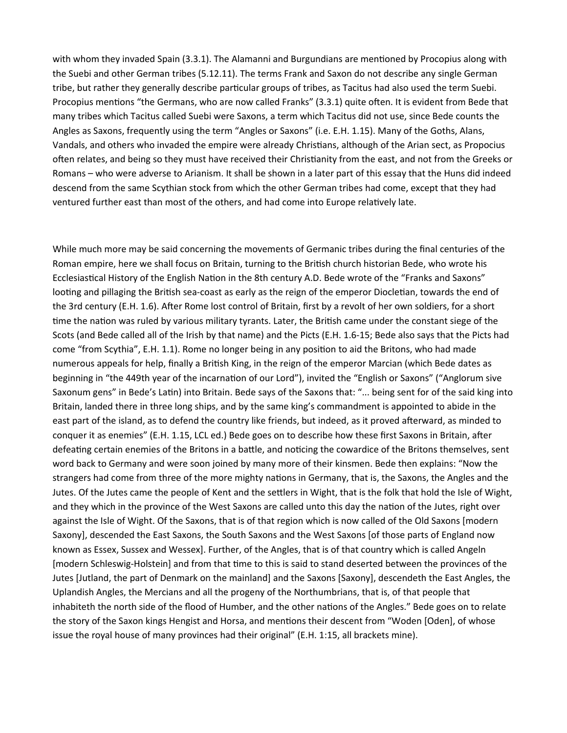with whom they invaded Spain (3.3.1). The Alamanni and Burgundians are mentioned by Procopius along with the Suebi and other German tribes (5.12.11). The terms Frank and Saxon do not describe any single German tribe, but rather they generally describe particular groups of tribes, as Tacitus had also used the term Suebi. Procopius mentions "the Germans, who are now called Franks" (3.3.1) quite often. It is evident from Bede that many tribes which Tacitus called Suebi were Saxons, a term which Tacitus did not use, since Bede counts the Angles as Saxons, frequently using the term "Angles or Saxons" (i.e. E.H. 1.15). Many of the Goths, Alans, Vandals, and others who invaded the empire were already Christians, although of the Arian sect, as Propocius often relates, and being so they must have received their Christianity from the east, and not from the Greeks or Romans – who were adverse to Arianism. It shall be shown in a later part of this essay that the Huns did indeed descend from the same Scythian stock from which the other German tribes had come, except that they had ventured further east than most of the others, and had come into Europe relatively late.

While much more may be said concerning the movements of Germanic tribes during the final centuries of the Roman empire, here we shall focus on Britain, turning to the British church historian Bede, who wrote his Ecclesiastical History of the English Nation in the 8th century A.D. Bede wrote of the "Franks and Saxons" looting and pillaging the British sea-coast as early as the reign of the emperor Diocletian, towards the end of the 3rd century (E.H. 1.6). After Rome lost control of Britain, first by a revolt of her own soldiers, for a short time the nation was ruled by various military tyrants. Later, the British came under the constant siege of the Scots (and Bede called all of the Irish by that name) and the Picts (E.H. 1.6-15; Bede also says that the Picts had come "from Scythia", E.H. 1.1). Rome no longer being in any position to aid the Britons, who had made numerous appeals for help, finally a British King, in the reign of the emperor Marcian (which Bede dates as beginning in "the 449th year of the incarnation of our Lord"), invited the "English or Saxons" ("Anglorum sive Saxonum gens" in Bede's Latin) into Britain. Bede says of the Saxons that: "... being sent for of the said king into Britain, landed there in three long ships, and by the same king's commandment is appointed to abide in the east part of the island, as to defend the country like friends, but indeed, as it proved afterward, as minded to conquer it as enemies" (E.H. 1.15, LCL ed.) Bede goes on to describe how these first Saxons in Britain, after defeating certain enemies of the Britons in a battle, and noticing the cowardice of the Britons themselves, sent word back to Germany and were soon joined by many more of their kinsmen. Bede then explains: "Now the strangers had come from three of the more mighty nations in Germany, that is, the Saxons, the Angles and the Jutes. Of the Jutes came the people of Kent and the settlers in Wight, that is the folk that hold the Isle of Wight, and they which in the province of the West Saxons are called unto this day the nation of the Jutes, right over against the Isle of Wight. Of the Saxons, that is of that region which is now called of the Old Saxons [modern Saxony], descended the East Saxons, the South Saxons and the West Saxons [of those parts of England now known as Essex, Sussex and Wessex]. Further, of the Angles, that is of that country which is called Angeln [modern Schleswig-Holstein] and from that time to this is said to stand deserted between the provinces of the Jutes [Jutland, the part of Denmark on the mainland] and the Saxons [Saxony], descendeth the East Angles, the Uplandish Angles, the Mercians and all the progeny of the Northumbrians, that is, of that people that inhabiteth the north side of the flood of Humber, and the other nations of the Angles." Bede goes on to relate the story of the Saxon kings Hengist and Horsa, and mentions their descent from "Woden [Oden], of whose issue the royal house of many provinces had their original" (E.H. 1:15, all brackets mine).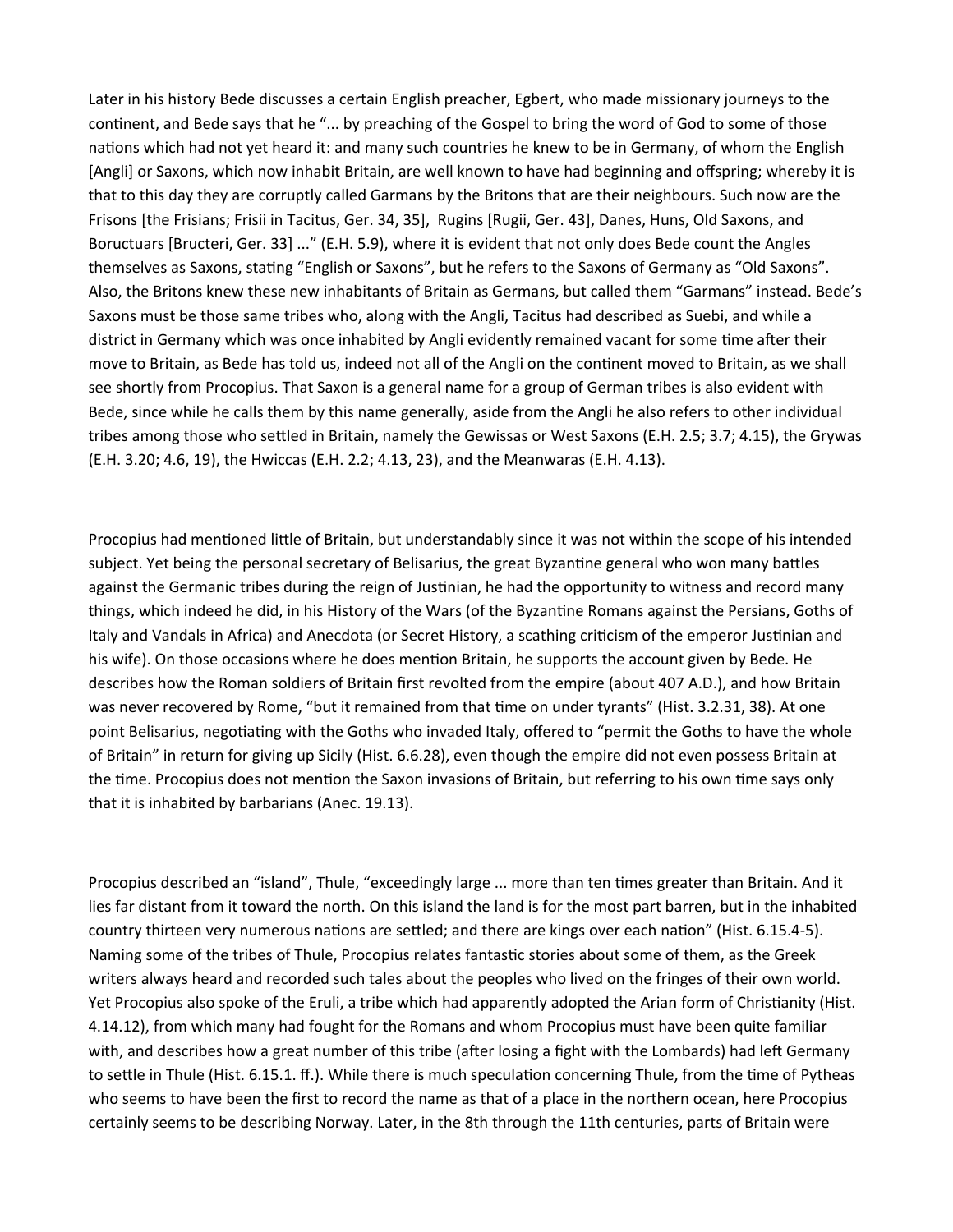Later in his history Bede discusses a certain English preacher, Egbert, who made missionary journeys to the continent, and Bede says that he "... by preaching of the Gospel to bring the word of God to some of those nations which had not yet heard it: and many such countries he knew to be in Germany, of whom the English [Angli] or Saxons, which now inhabit Britain, are well known to have had beginning and offspring; whereby it is that to this day they are corruptly called Garmans by the Britons that are their neighbours. Such now are the Frisons [the Frisians; Frisii in Tacitus, Ger. 34, 35], Rugins [Rugii, Ger. 43], Danes, Huns, Old Saxons, and Boructuars [Bructeri, Ger. 33] ..." (E.H. 5.9), where it is evident that not only does Bede count the Angles themselves as Saxons, stating "English or Saxons", but he refers to the Saxons of Germany as "Old Saxons". Also, the Britons knew these new inhabitants of Britain as Germans, but called them "Garmans" instead. Bede's Saxons must be those same tribes who, along with the Angli, Tacitus had described as Suebi, and while a district in Germany which was once inhabited by Angli evidently remained vacant for some time after their move to Britain, as Bede has told us, indeed not all of the Angli on the continent moved to Britain, as we shall see shortly from Procopius. That Saxon is a general name for a group of German tribes is also evident with Bede, since while he calls them by this name generally, aside from the Angli he also refers to other individual tribes among those who settled in Britain, namely the Gewissas or West Saxons (E.H. 2.5; 3.7; 4.15), the Grywas (E.H. 3.20; 4.6, 19), the Hwiccas (E.H. 2.2; 4.13, 23), and the Meanwaras (E.H. 4.13).

Procopius had mentioned little of Britain, but understandably since it was not within the scope of his intended subject. Yet being the personal secretary of Belisarius, the great Byzantine general who won many battles against the Germanic tribes during the reign of Justinian, he had the opportunity to witness and record many things, which indeed he did, in his History of the Wars (of the Byzantine Romans against the Persians, Goths of Italy and Vandals in Africa) and Anecdota (or Secret History, a scathing criticism of the emperor Justinian and his wife). On those occasions where he does mention Britain, he supports the account given by Bede. He describes how the Roman soldiers of Britain first revolted from the empire (about 407 A.D.), and how Britain was never recovered by Rome, "but it remained from that time on under tyrants" (Hist. 3.2.31, 38). At one point Belisarius, negotiating with the Goths who invaded Italy, offered to "permit the Goths to have the whole of Britain" in return for giving up Sicily (Hist. 6.6.28), even though the empire did not even possess Britain at the time. Procopius does not mention the Saxon invasions of Britain, but referring to his own time says only that it is inhabited by barbarians (Anec. 19.13).

Procopius described an "island", Thule, "exceedingly large ... more than ten times greater than Britain. And it lies far distant from it toward the north. On this island the land is for the most part barren, but in the inhabited country thirteen very numerous nations are settled; and there are kings over each nation" (Hist. 6.15.4-5). Naming some of the tribes of Thule, Procopius relates fantastic stories about some of them, as the Greek writers always heard and recorded such tales about the peoples who lived on the fringes of their own world. Yet Procopius also spoke of the Eruli, a tribe which had apparently adopted the Arian form of Christianity (Hist. 4.14.12), from which many had fought for the Romans and whom Procopius must have been quite familiar with, and describes how a great number of this tribe (after losing a fight with the Lombards) had left Germany to settle in Thule (Hist. 6.15.1. ff.). While there is much speculation concerning Thule, from the time of Pytheas who seems to have been the first to record the name as that of a place in the northern ocean, here Procopius certainly seems to be describing Norway. Later, in the 8th through the 11th centuries, parts of Britain were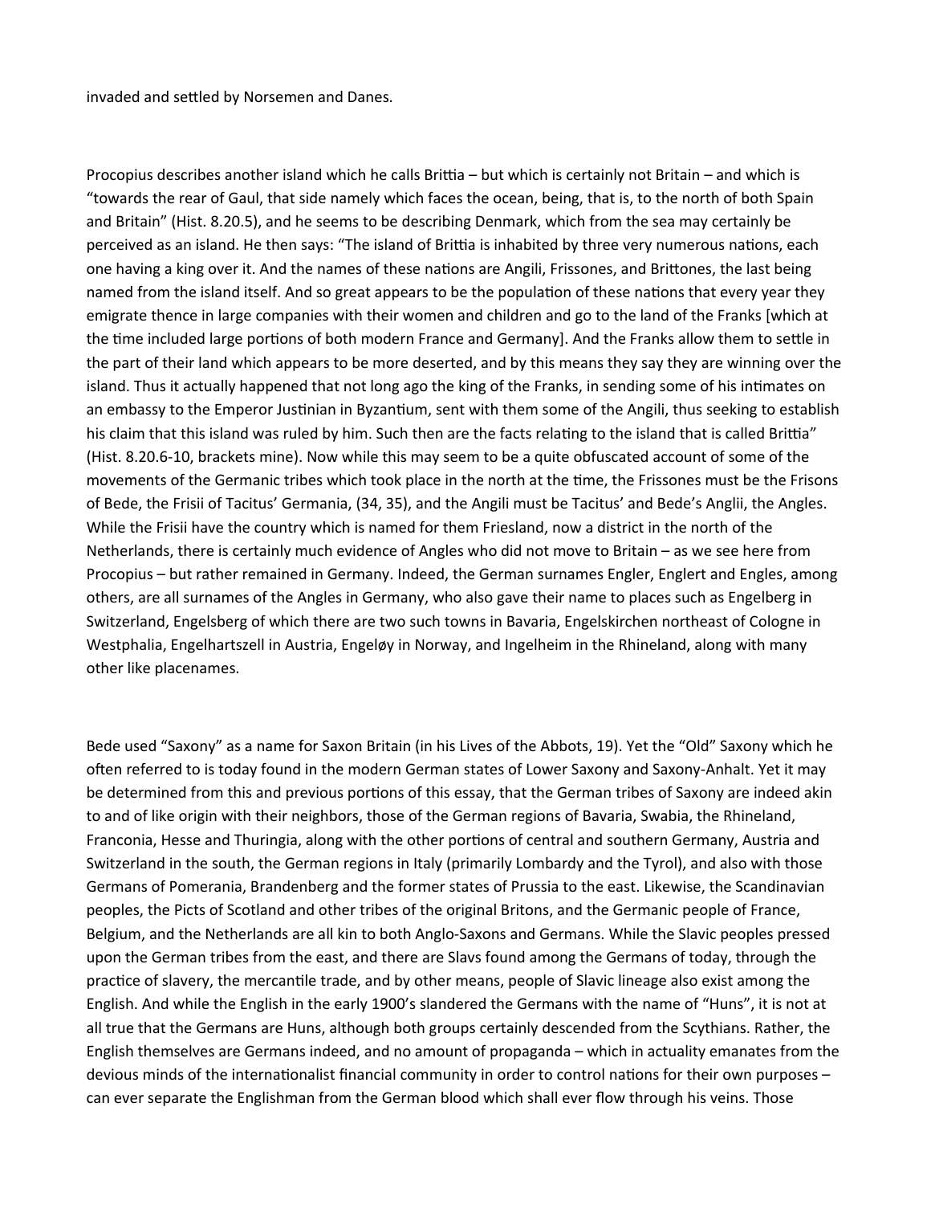invaded and settled by Norsemen and Danes.

Procopius describes another island which he calls Brittia – but which is certainly not Britain – and which is "towards the rear of Gaul, that side namely which faces the ocean, being, that is, to the north of both Spain and Britain" (Hist. 8.20.5), and he seems to be describing Denmark, which from the sea may certainly be perceived as an island. He then says: "The island of Brittia is inhabited by three very numerous nations, each one having a king over it. And the names of these nations are Angili, Frissones, and Brittones, the last being named from the island itself. And so great appears to be the population of these nations that every year they emigrate thence in large companies with their women and children and go to the land of the Franks [which at the time included large portions of both modern France and Germany]. And the Franks allow them to settle in the part of their land which appears to be more deserted, and by this means they say they are winning over the island. Thus it actually happened that not long ago the king of the Franks, in sending some of his intimates on an embassy to the Emperor Justinian in Byzantium, sent with them some of the Angili, thus seeking to establish his claim that this island was ruled by him. Such then are the facts relating to the island that is called Brittia" (Hist. 8.20.6-10, brackets mine). Now while this may seem to be a quite obfuscated account of some of the movements of the Germanic tribes which took place in the north at the time, the Frissones must be the Frisons of Bede, the Frisii of Tacitus' Germania, (34, 35), and the Angili must be Tacitus' and Bede's Anglii, the Angles. While the Frisii have the country which is named for them Friesland, now a district in the north of the Netherlands, there is certainly much evidence of Angles who did not move to Britain – as we see here from Procopius – but rather remained in Germany. Indeed, the German surnames Engler, Englert and Engles, among others, are all surnames of the Angles in Germany, who also gave their name to places such as Engelberg in Switzerland, Engelsberg of which there are two such towns in Bavaria, Engelskirchen northeast of Cologne in Westphalia, Engelhartszell in Austria, Engeløy in Norway, and Ingelheim in the Rhineland, along with many other like placenames.

Bede used "Saxony" as a name for Saxon Britain (in his Lives of the Abbots, 19). Yet the "Old" Saxony which he often referred to is today found in the modern German states of Lower Saxony and Saxony-Anhalt. Yet it may be determined from this and previous portions of this essay, that the German tribes of Saxony are indeed akin to and of like origin with their neighbors, those of the German regions of Bavaria, Swabia, the Rhineland, Franconia, Hesse and Thuringia, along with the other portions of central and southern Germany, Austria and Switzerland in the south, the German regions in Italy (primarily Lombardy and the Tyrol), and also with those Germans of Pomerania, Brandenberg and the former states of Prussia to the east. Likewise, the Scandinavian peoples, the Picts of Scotland and other tribes of the original Britons, and the Germanic people of France, Belgium, and the Netherlands are all kin to both Anglo-Saxons and Germans. While the Slavic peoples pressed upon the German tribes from the east, and there are Slavs found among the Germans of today, through the practice of slavery, the mercantile trade, and by other means, people of Slavic lineage also exist among the English. And while the English in the early 1900's slandered the Germans with the name of "Huns", it is not at all true that the Germans are Huns, although both groups certainly descended from the Scythians. Rather, the English themselves are Germans indeed, and no amount of propaganda – which in actuality emanates from the devious minds of the internationalist financial community in order to control nations for their own purposes – can ever separate the Englishman from the German blood which shall ever flow through his veins. Those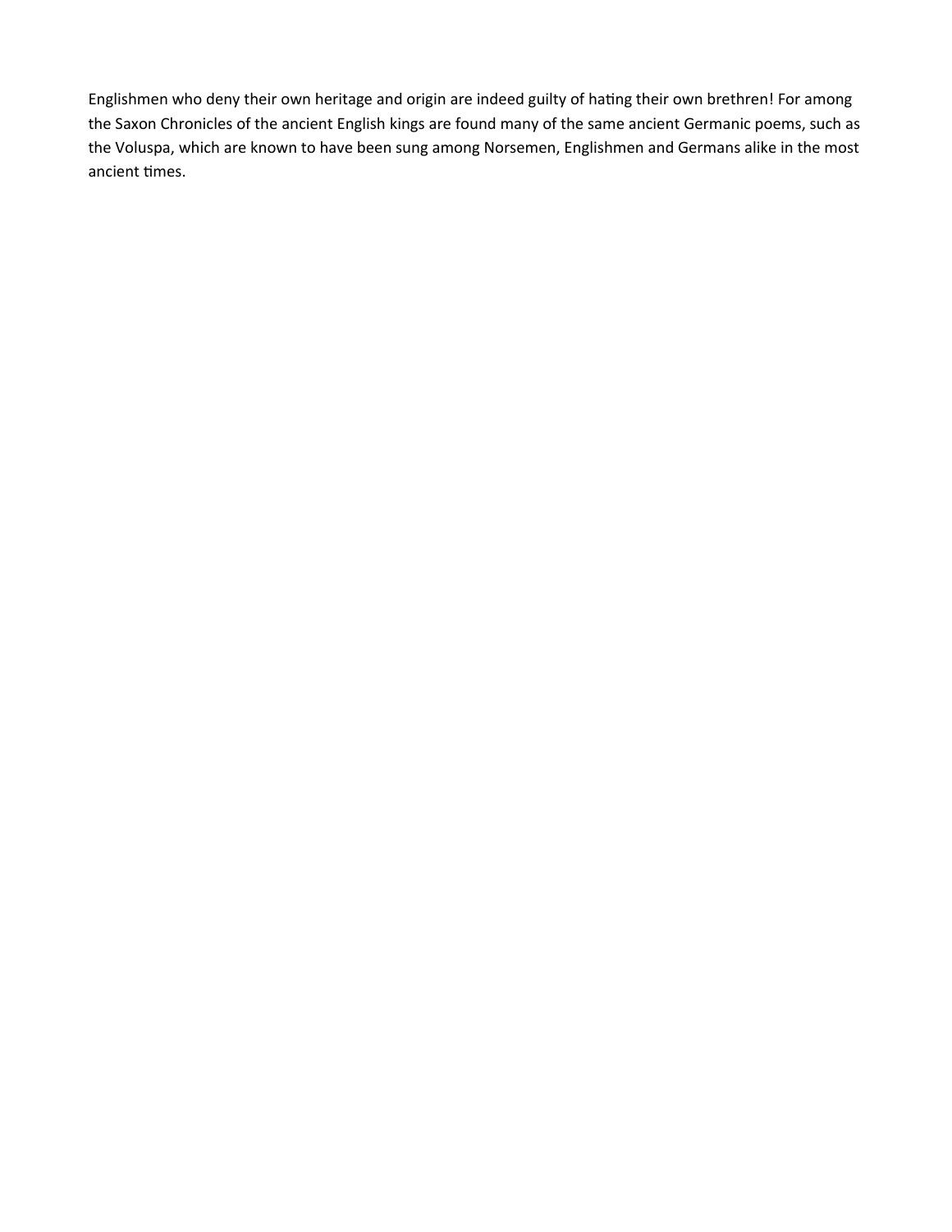Englishmen who deny their own heritage and origin are indeed guilty of hating their own brethren! For among the Saxon Chronicles of the ancient English kings are found many of the same ancient Germanic poems, such as the Voluspa, which are known to have been sung among Norsemen, Englishmen and Germans alike in the most ancient times.